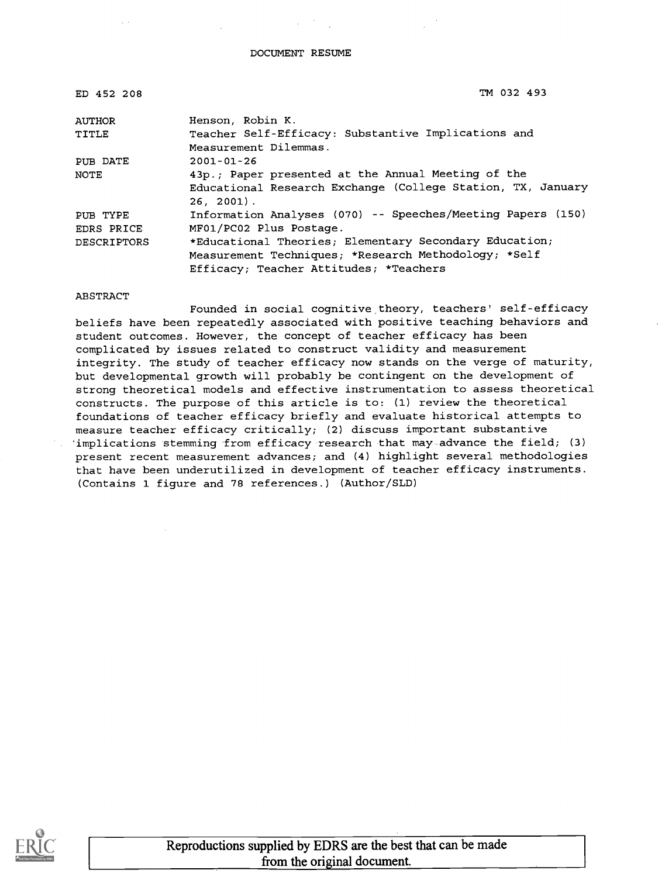DOCUMENT RESUME

| | |
|---|---|
| ED 452 208 | TM 032 493 |
| AUTHOR | Henson, Robin K. |
| TITLE | Teacher Self-Efficacy: Substantive Implications and Measurement Dilemmas. |
| PUB DATE | 2001-01-26 |
| NOTE | 43p.; Paper presented at the Annual Meeting of the Educational Research Exchange (College Station, TX, January 26, 2001). |
| PUB TYPE | Information Analyses (070) -- Speeches/Meeting Papers (150) |
| EDRS PRICE | MF01/PC02 Plus Postage. |
| DESCRIPTORS | *Educational Theories; Elementary Secondary Education; Measurement Techniques; *Research Methodology; *Self Efficacy; Teacher Attitudes; *Teachers |

ABSTRACT

Founded in social cognitive theory, teachers' self-efficacy beliefs have been repeatedly associated with positive teaching behaviors and student outcomes. However, the concept of teacher efficacy has been complicated by issues related to construct validity and measurement integrity. The study of teacher efficacy now stands on the verge of maturity, but developmental growth will probably be contingent on the development of strong theoretical models and effective instrumentation to assess theoretical constructs. The purpose of this article is to: (1) review the theoretical foundations of teacher efficacy briefly and evaluate historical attempts to measure teacher efficacy critically; (2) discuss important substantive implications stemming from efficacy research that may advance the field; (3) present recent measurement advances; and (4) highlight several methodologies that have been underutilized in development of teacher efficacy instruments. (Contains 1 figure and 78 references.) (Author/SLD)

Reproductions supplied by EDRS are the best that can be made from the original document.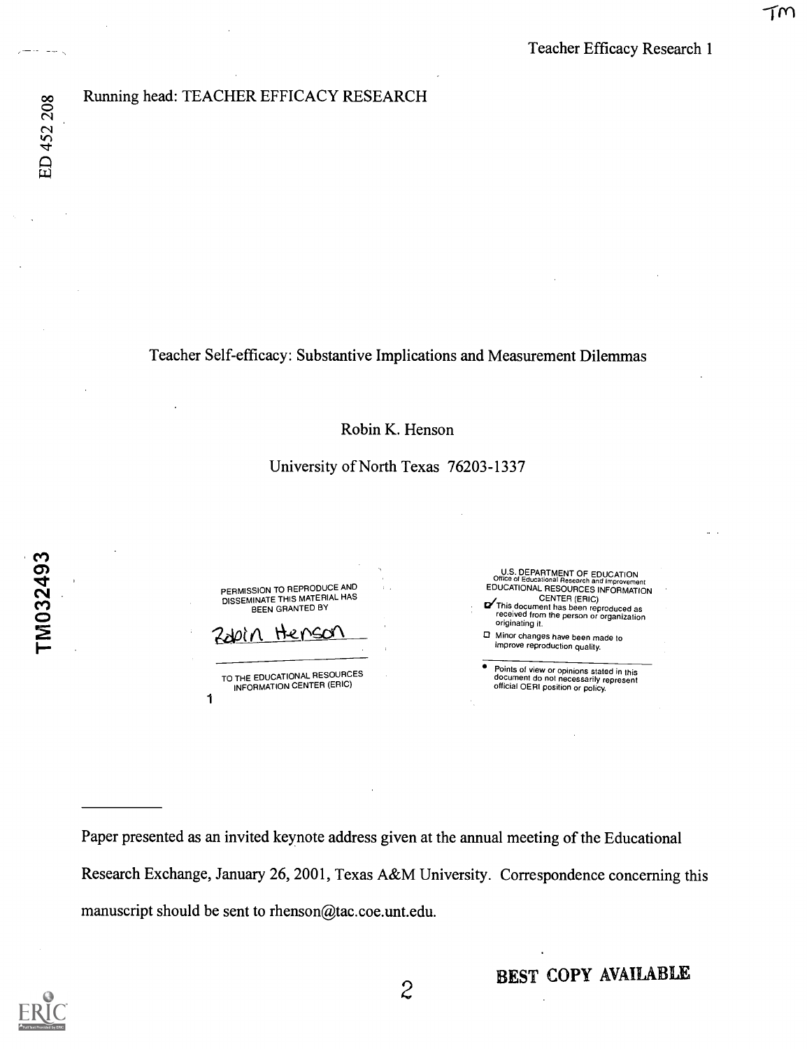Running head: TEACHER EFFICACY RESEARCH

# Teacher Self-efficacy: Substantive Implications and Measurement Dilemmas

Robin K. Henson

University of North Texas 76203-1337

PERMISSION TO REPRODUCE AND DISSEMINATE THIS MATERIAL HAS BEEN GRANTED BY

Robin Henson

TO THE EDUCATIONAL RESOURCES INFORMATION CENTER (ERIC)

U.S. DEPARTMENT OF EDUCATION
Office of Educational Research and Improvement
EDUCATIONAL RESOURCES INFORMATION CENTER (ERIC)

- [x] This document has been reproduced as received from the person or organization originating it.
- [ ] Minor changes have been made to improve reproduction quality.

- Points of view or opinions stated in this document do not necessarily represent official OERI position or policy.

---

Paper presented as an invited keynote address given at the annual meeting of the Educational Research Exchange, January 26, 2001, Texas A&M University. Correspondence concerning this manuscript should be sent to rhenson@tac.coe.unt.edu.

BEST COPY AVAILABLE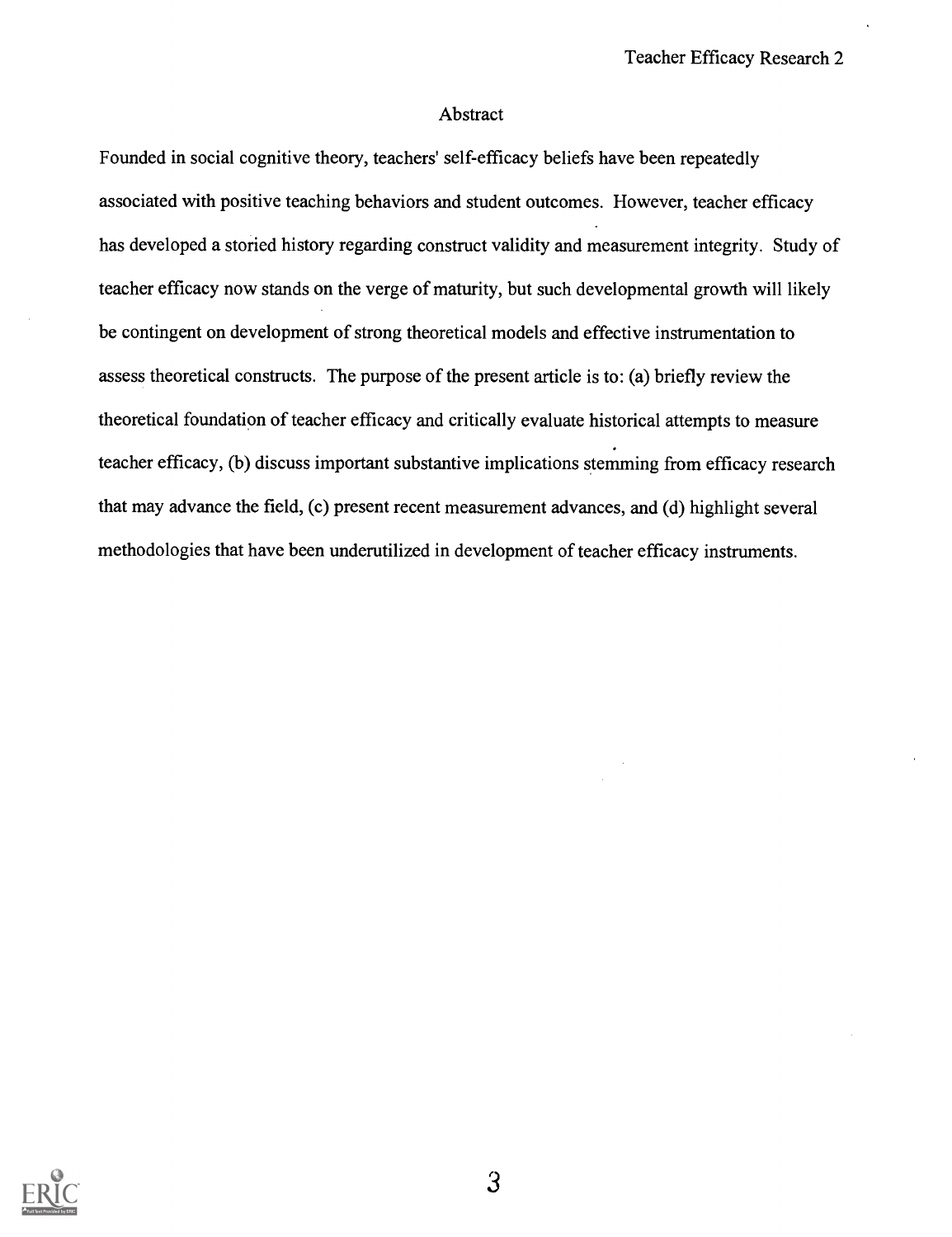## Abstract

Founded in social cognitive theory, teachers' self-efficacy beliefs have been repeatedly associated with positive teaching behaviors and student outcomes. However, teacher efficacy has developed a storied history regarding construct validity and measurement integrity. Study of teacher efficacy now stands on the verge of maturity, but such developmental growth will likely be contingent on development of strong theoretical models and effective instrumentation to assess theoretical constructs. The purpose of the present article is to: (a) briefly review the theoretical foundation of teacher efficacy and critically evaluate historical attempts to measure teacher efficacy, (b) discuss important substantive implications stemming from efficacy research that may advance the field, (c) present recent measurement advances, and (d) highlight several methodologies that have been underutilized in development of teacher efficacy instruments.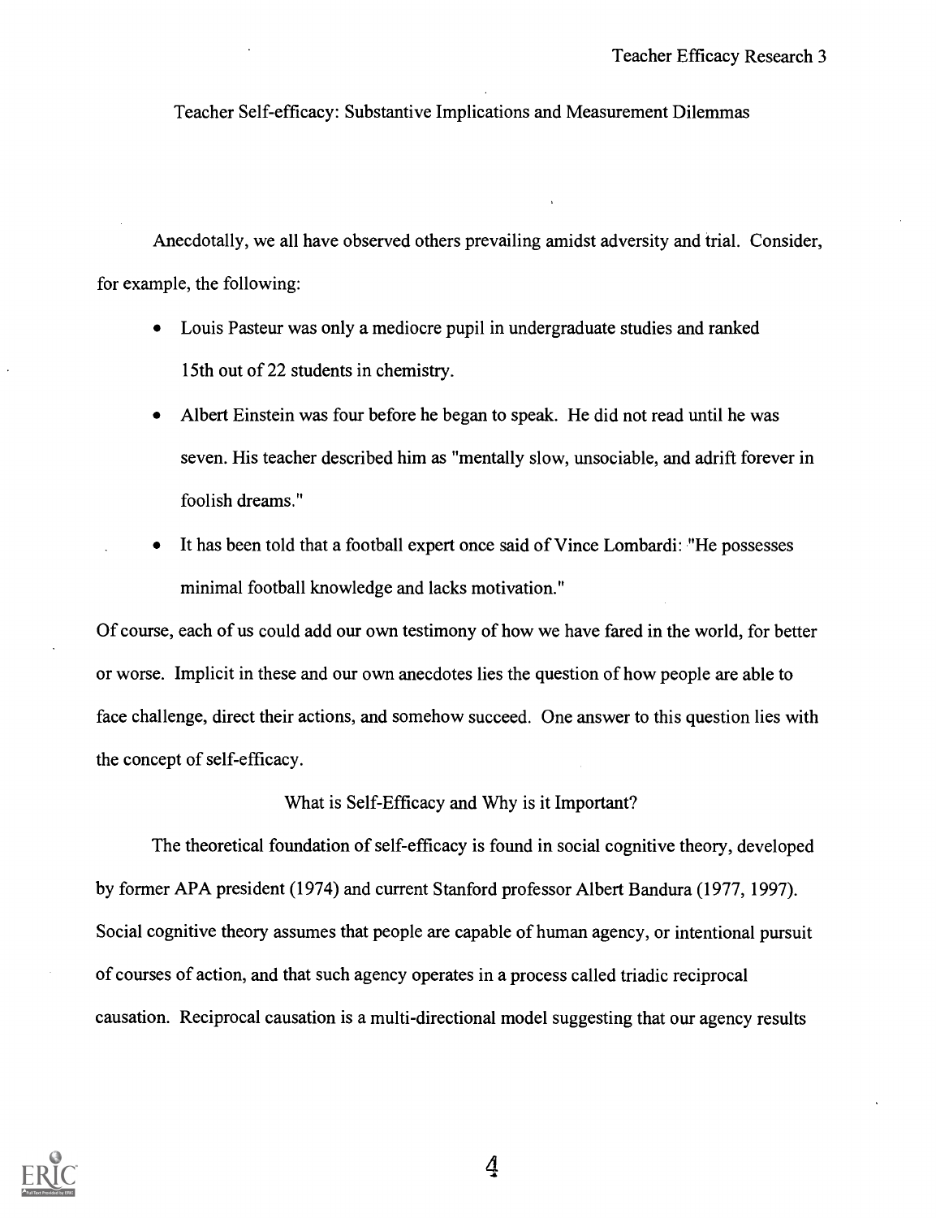# Teacher Self-efficacy: Substantive Implications and Measurement Dilemmas

Anecdotally, we all have observed others prevailing amidst adversity and trial. Consider, for example, the following:

- Louis Pasteur was only a mediocre pupil in undergraduate studies and ranked 15th out of 22 students in chemistry.
- Albert Einstein was four before he began to speak. He did not read until he was seven. His teacher described him as "mentally slow, unsociable, and adrift forever in foolish dreams."
- It has been told that a football expert once said of Vince Lombardi: "He possesses minimal football knowledge and lacks motivation."

Of course, each of us could add our own testimony of how we have fared in the world, for better or worse. Implicit in these and our own anecdotes lies the question of how people are able to face challenge, direct their actions, and somehow succeed. One answer to this question lies with the concept of self-efficacy.

## What is Self-Efficacy and Why is it Important?

The theoretical foundation of self-efficacy is found in social cognitive theory, developed by former APA president (1974) and current Stanford professor Albert Bandura (1977, 1997). Social cognitive theory assumes that people are capable of human agency, or intentional pursuit of courses of action, and that such agency operates in a process called triadic reciprocal causation. Reciprocal causation is a multi-directional model suggesting that our agency results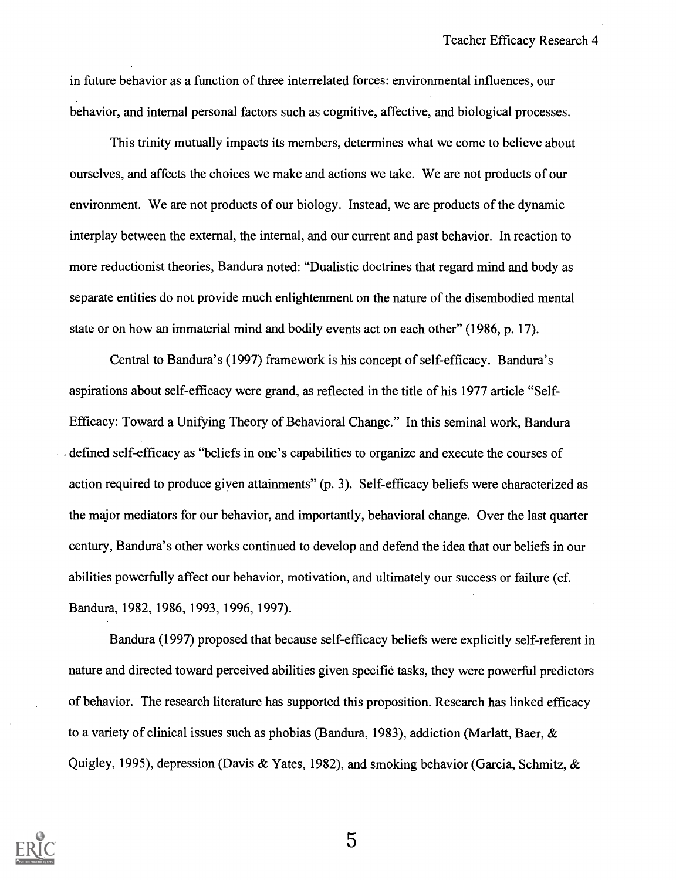in future behavior as a function of three interrelated forces: environmental influences, our behavior, and internal personal factors such as cognitive, affective, and biological processes.

This trinity mutually impacts its members, determines what we come to believe about ourselves, and affects the choices we make and actions we take. We are not products of our environment. We are not products of our biology. Instead, we are products of the dynamic interplay between the external, the internal, and our current and past behavior. In reaction to more reductionist theories, Bandura noted: "Dualistic doctrines that regard mind and body as separate entities do not provide much enlightenment on the nature of the disembodied mental state or on how an immaterial mind and bodily events act on each other" (1986, p. 17).

Central to Bandura's (1997) framework is his concept of self-efficacy. Bandura's aspirations about self-efficacy were grand, as reflected in the title of his 1977 article "Self-Efficacy: Toward a Unifying Theory of Behavioral Change." In this seminal work, Bandura defined self-efficacy as "beliefs in one's capabilities to organize and execute the courses of action required to produce given attainments" (p. 3). Self-efficacy beliefs were characterized as the major mediators for our behavior, and importantly, behavioral change. Over the last quarter century, Bandura's other works continued to develop and defend the idea that our beliefs in our abilities powerfully affect our behavior, motivation, and ultimately our success or failure (cf. Bandura, 1982, 1986, 1993, 1996, 1997).

Bandura (1997) proposed that because self-efficacy beliefs were explicitly self-referent in nature and directed toward perceived abilities given specific tasks, they were powerful predictors of behavior. The research literature has supported this proposition. Research has linked efficacy to a variety of clinical issues such as phobias (Bandura, 1983), addiction (Marlatt, Baer, & Quigley, 1995), depression (Davis & Yates, 1982), and smoking behavior (Garcia, Schmitz, &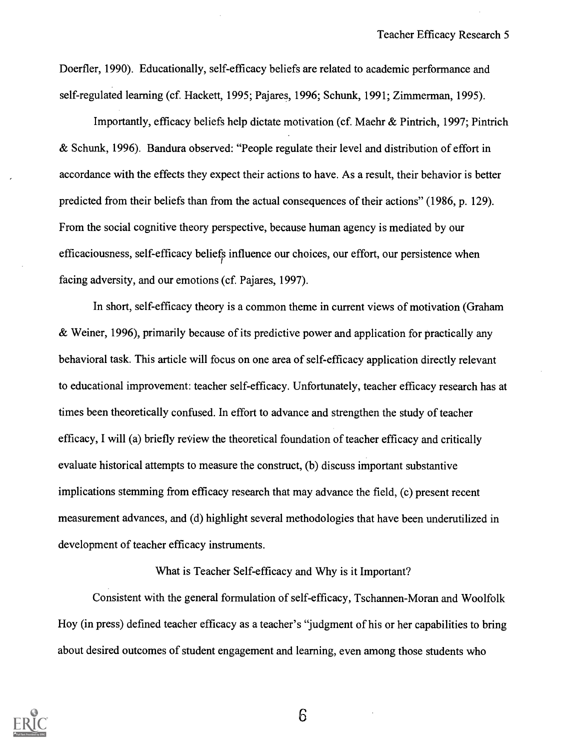Doerfler, 1990). Educationally, self-efficacy beliefs are related to academic performance and self-regulated learning (cf. Hackett, 1995; Pajares, 1996; Schunk, 1991; Zimmerman, 1995).

Importantly, efficacy beliefs help dictate motivation (cf. Maehr & Pintrich, 1997; Pintrich & Schunk, 1996). Bandura observed: "People regulate their level and distribution of effort in accordance with the effects they expect their actions to have. As a result, their behavior is better predicted from their beliefs than from the actual consequences of their actions" (1986, p. 129). From the social cognitive theory perspective, because human agency is mediated by our efficaciousness, self-efficacy beliefs influence our choices, our effort, our persistence when facing adversity, and our emotions (cf. Pajares, 1997).

In short, self-efficacy theory is a common theme in current views of motivation (Graham & Weiner, 1996), primarily because of its predictive power and application for practically any behavioral task. This article will focus on one area of self-efficacy application directly relevant to educational improvement: teacher self-efficacy. Unfortunately, teacher efficacy research has at times been theoretically confused. In effort to advance and strengthen the study of teacher efficacy, I will (a) briefly review the theoretical foundation of teacher efficacy and critically evaluate historical attempts to measure the construct, (b) discuss important substantive implications stemming from efficacy research that may advance the field, (c) present recent measurement advances, and (d) highlight several methodologies that have been underutilized in development of teacher efficacy instruments.

## What is Teacher Self-efficacy and Why is it Important?

Consistent with the general formulation of self-efficacy, Tschannen-Moran and Woolfolk Hoy (in press) defined teacher efficacy as a teacher's "judgment of his or her capabilities to bring about desired outcomes of student engagement and learning, even among those students who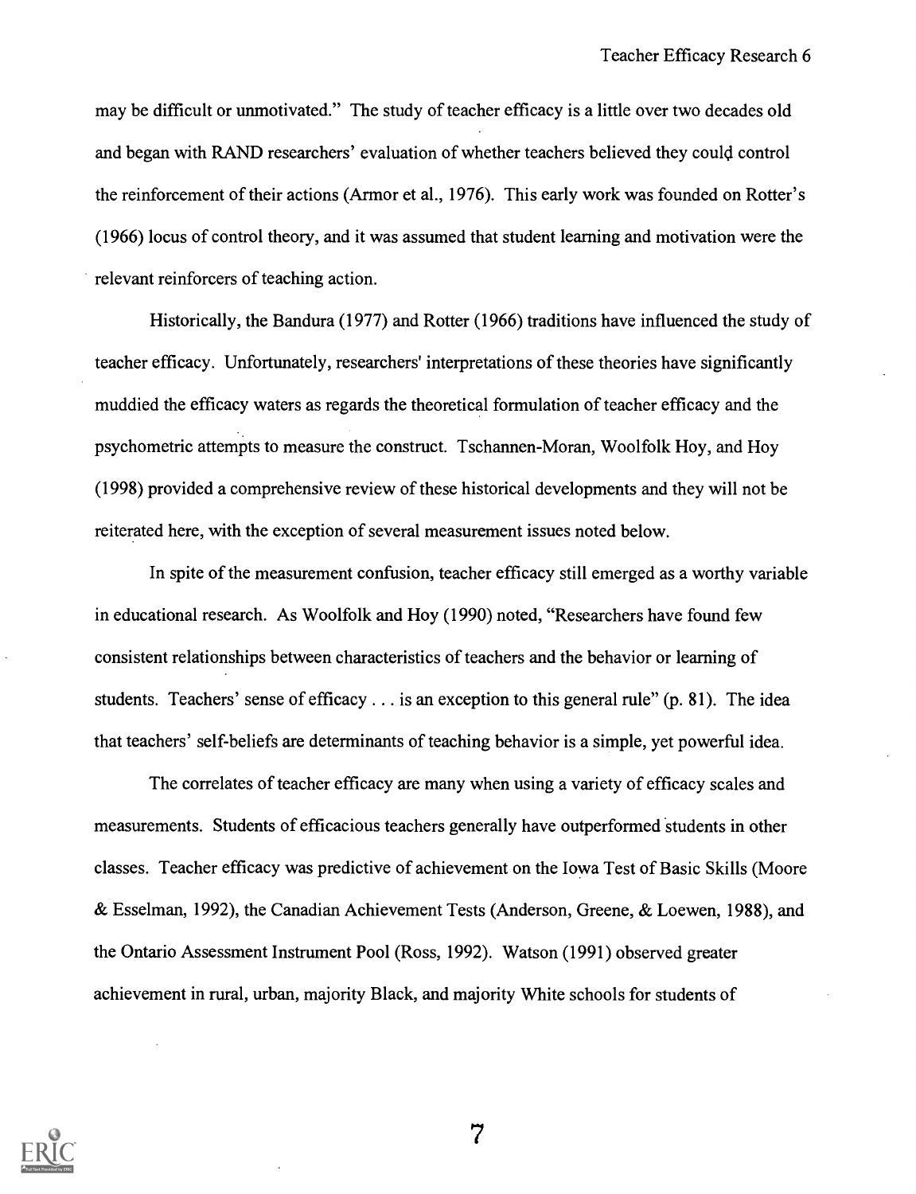may be difficult or unmotivated." The study of teacher efficacy is a little over two decades old and began with RAND researchers' evaluation of whether teachers believed they could control the reinforcement of their actions (Armor et al., 1976). This early work was founded on Rotter's (1966) locus of control theory, and it was assumed that student learning and motivation were the relevant reinforcers of teaching action.

Historically, the Bandura (1977) and Rotter (1966) traditions have influenced the study of teacher efficacy. Unfortunately, researchers' interpretations of these theories have significantly muddied the efficacy waters as regards the theoretical formulation of teacher efficacy and the psychometric attempts to measure the construct. Tschannen-Moran, Woolfolk Hoy, and Hoy (1998) provided a comprehensive review of these historical developments and they will not be reiterated here, with the exception of several measurement issues noted below.

In spite of the measurement confusion, teacher efficacy still emerged as a worthy variable in educational research. As Woolfolk and Hoy (1990) noted, "Researchers have found few consistent relationships between characteristics of teachers and the behavior or learning of students. Teachers' sense of efficacy . . . is an exception to this general rule" (p. 81). The idea that teachers' self-beliefs are determinants of teaching behavior is a simple, yet powerful idea.

The correlates of teacher efficacy are many when using a variety of efficacy scales and measurements. Students of efficacious teachers generally have outperformed students in other classes. Teacher efficacy was predictive of achievement on the Iowa Test of Basic Skills (Moore & Esselman, 1992), the Canadian Achievement Tests (Anderson, Greene, & Loewen, 1988), and the Ontario Assessment Instrument Pool (Ross, 1992). Watson (1991) observed greater achievement in rural, urban, majority Black, and majority White schools for students of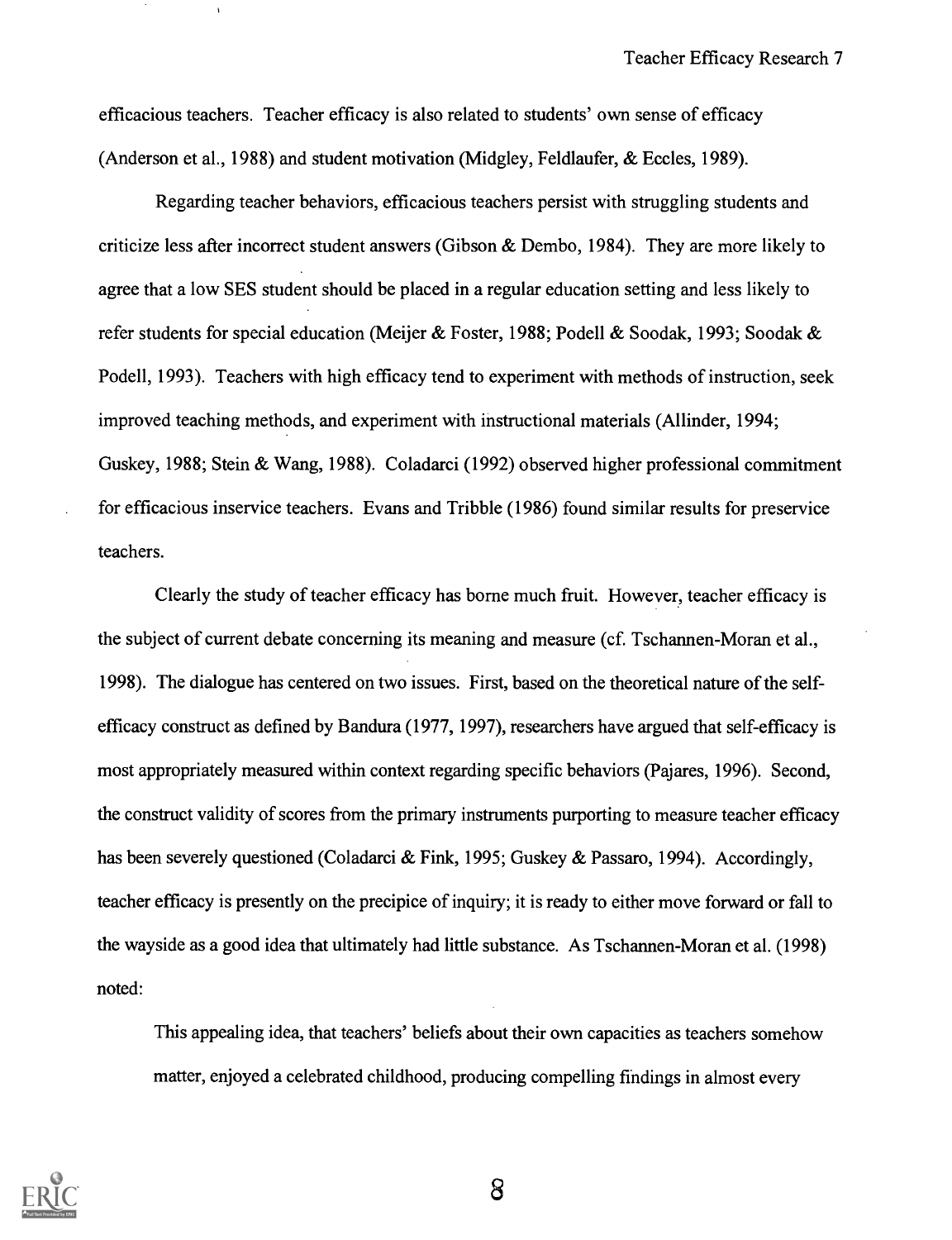efficacious teachers. Teacher efficacy is also related to students' own sense of efficacy (Anderson et al., 1988) and student motivation (Midgley, Feldlaufer, & Eccles, 1989).

Regarding teacher behaviors, efficacious teachers persist with struggling students and criticize less after incorrect student answers (Gibson & Dembo, 1984). They are more likely to agree that a low SES student should be placed in a regular education setting and less likely to refer students for special education (Meijer & Foster, 1988; Podell & Soodak, 1993; Soodak & Podell, 1993). Teachers with high efficacy tend to experiment with methods of instruction, seek improved teaching methods, and experiment with instructional materials (Allinder, 1994; Guskey, 1988; Stein & Wang, 1988). Coladarci (1992) observed higher professional commitment for efficacious inservice teachers. Evans and Tribble (1986) found similar results for preservice teachers.

Clearly the study of teacher efficacy has borne much fruit. However, teacher efficacy is the subject of current debate concerning its meaning and measure (cf. Tschannen-Moran et al., 1998). The dialogue has centered on two issues. First, based on the theoretical nature of the self-efficacy construct as defined by Bandura (1977, 1997), researchers have argued that self-efficacy is most appropriately measured within context regarding specific behaviors (Pajares, 1996). Second, the construct validity of scores from the primary instruments purporting to measure teacher efficacy has been severely questioned (Coladarci & Fink, 1995; Guskey & Passaro, 1994). Accordingly, teacher efficacy is presently on the precipice of inquiry; it is ready to either move forward or fall to the wayside as a good idea that ultimately had little substance. As Tschannen-Moran et al. (1998) noted:

> This appealing idea, that teachers' beliefs about their own capacities as teachers somehow matter, enjoyed a celebrated childhood, producing compelling findings in almost every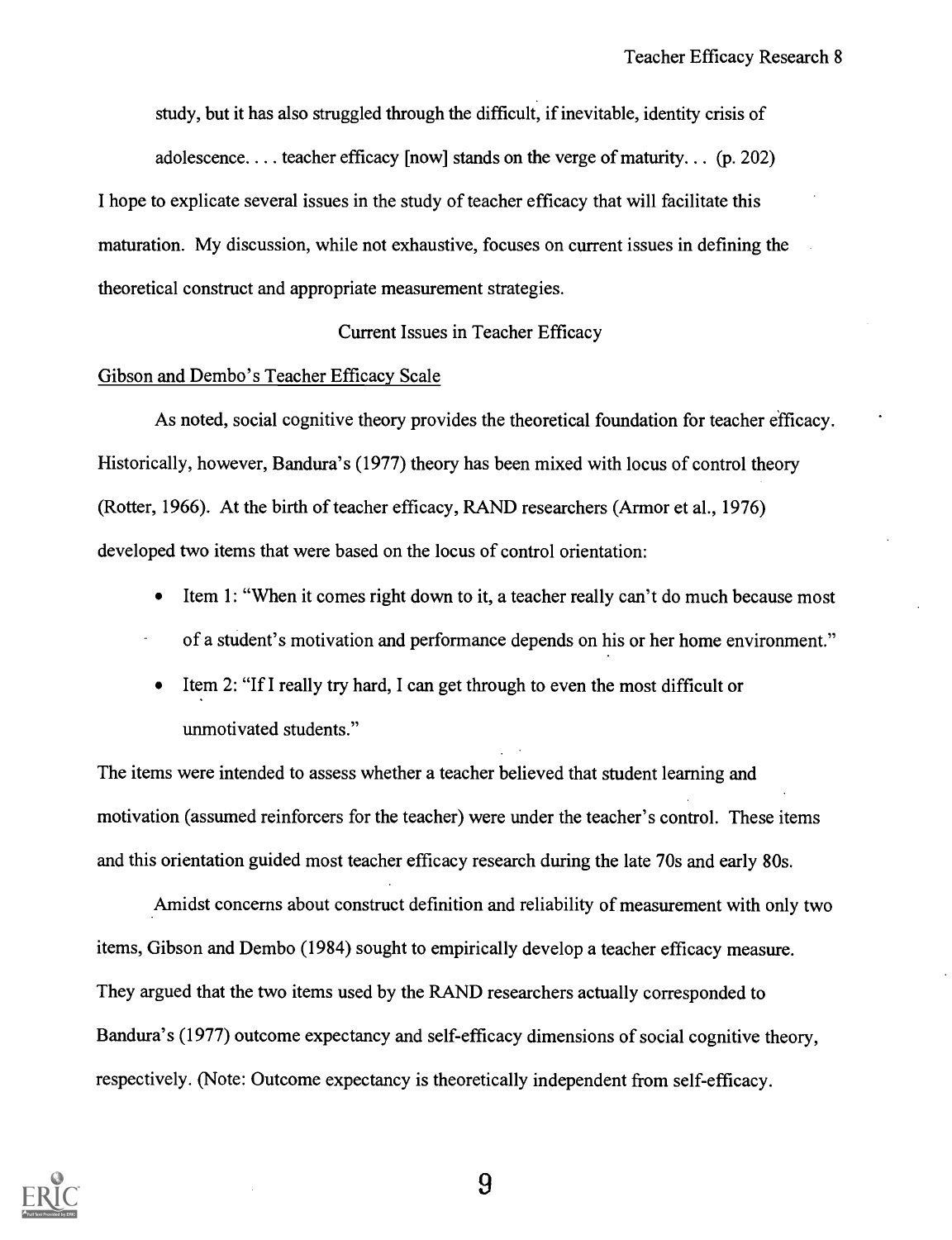study, but it has also struggled through the difficult, if inevitable, identity crisis of adolescence. . . . teacher efficacy [now] stands on the verge of maturity. . . (p. 202)

I hope to explicate several issues in the study of teacher efficacy that will facilitate this maturation. My discussion, while not exhaustive, focuses on current issues in defining the theoretical construct and appropriate measurement strategies.

## Current Issues in Teacher Efficacy

### Gibson and Dembo's Teacher Efficacy Scale

As noted, social cognitive theory provides the theoretical foundation for teacher efficacy. Historically, however, Bandura's (1977) theory has been mixed with locus of control theory (Rotter, 1966). At the birth of teacher efficacy, RAND researchers (Armor et al., 1976) developed two items that were based on the locus of control orientation:

- Item 1: "When it comes right down to it, a teacher really can't do much because most of a student's motivation and performance depends on his or her home environment."
- Item 2: "If I really try hard, I can get through to even the most difficult or unmotivated students."

The items were intended to assess whether a teacher believed that student learning and motivation (assumed reinforcers for the teacher) were under the teacher's control. These items and this orientation guided most teacher efficacy research during the late 70s and early 80s.

Amidst concerns about construct definition and reliability of measurement with only two items, Gibson and Dembo (1984) sought to empirically develop a teacher efficacy measure. They argued that the two items used by the RAND researchers actually corresponded to Bandura's (1977) outcome expectancy and self-efficacy dimensions of social cognitive theory, respectively. (Note: Outcome expectancy is theoretically independent from self-efficacy.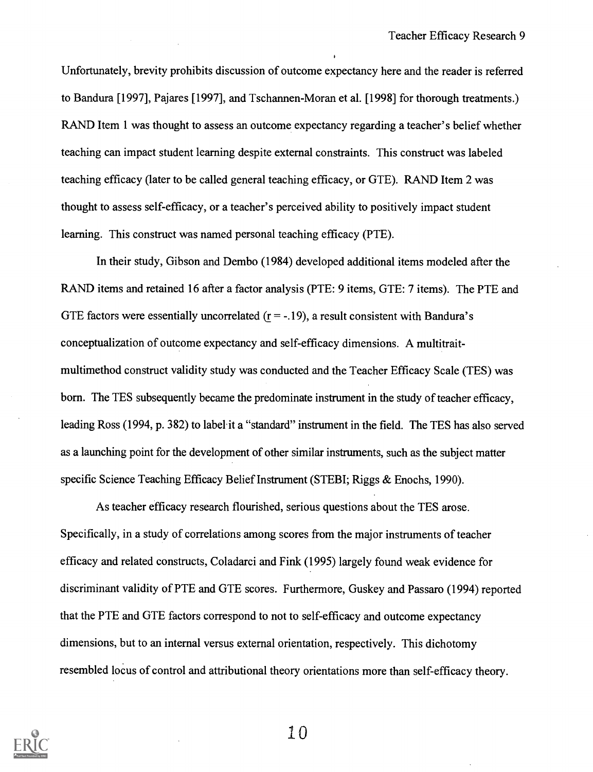Unfortunately, brevity prohibits discussion of outcome expectancy here and the reader is referred to Bandura [1997], Pajares [1997], and Tschannen-Moran et al. [1998] for thorough treatments.) RAND Item 1 was thought to assess an outcome expectancy regarding a teacher's belief whether teaching can impact student learning despite external constraints. This construct was labeled teaching efficacy (later to be called general teaching efficacy, or GTE). RAND Item 2 was thought to assess self-efficacy, or a teacher's perceived ability to positively impact student learning. This construct was named personal teaching efficacy (PTE).

In their study, Gibson and Dembo (1984) developed additional items modeled after the RAND items and retained 16 after a factor analysis (PTE: 9 items, GTE: 7 items). The PTE and GTE factors were essentially uncorrelated ($r = -.19$), a result consistent with Bandura's conceptualization of outcome expectancy and self-efficacy dimensions. A multitrait-multimethod construct validity study was conducted and the Teacher Efficacy Scale (TES) was born. The TES subsequently became the predominate instrument in the study of teacher efficacy, leading Ross (1994, p. 382) to label it a "standard" instrument in the field. The TES has also served as a launching point for the development of other similar instruments, such as the subject matter specific Science Teaching Efficacy Belief Instrument (STEBI; Riggs & Enochs, 1990).

As teacher efficacy research flourished, serious questions about the TES arose. Specifically, in a study of correlations among scores from the major instruments of teacher efficacy and related constructs, Coladarci and Fink (1995) largely found weak evidence for discriminant validity of PTE and GTE scores. Furthermore, Guskey and Passaro (1994) reported that the PTE and GTE factors correspond to not to self-efficacy and outcome expectancy dimensions, but to an internal versus external orientation, respectively. This dichotomy resembled locus of control and attributional theory orientations more than self-efficacy theory.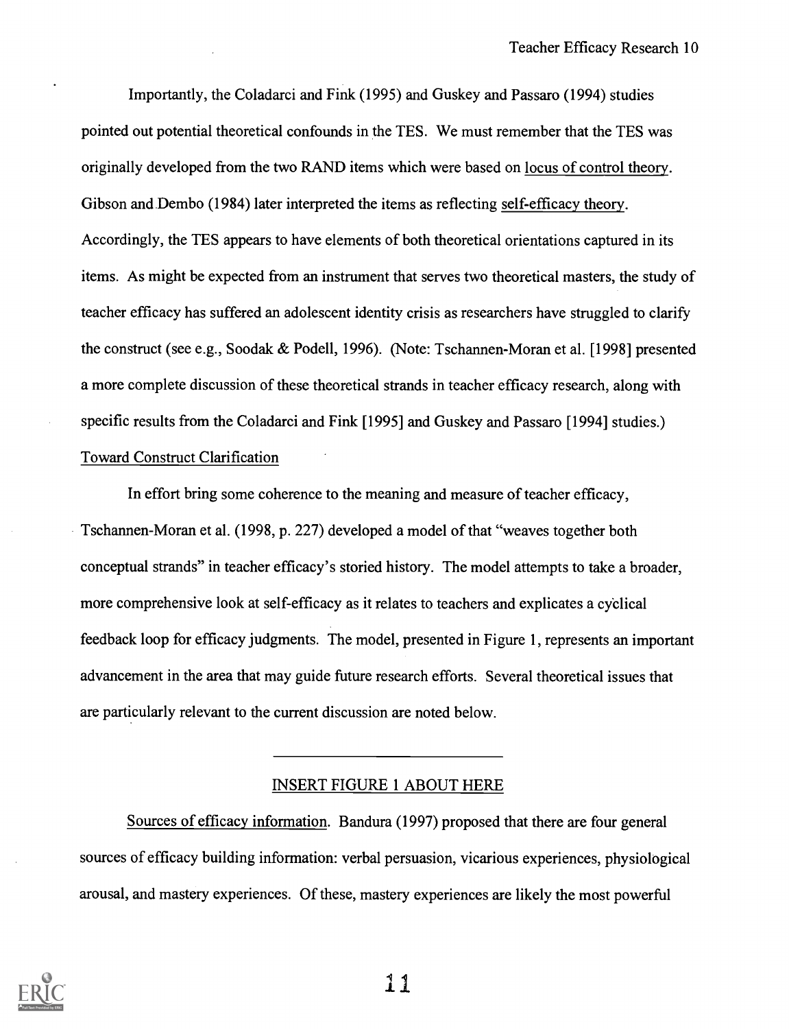Importantly, the Coladarci and Fink (1995) and Guskey and Passaro (1994) studies pointed out potential theoretical confounds in the TES. We must remember that the TES was originally developed from the two RAND items which were based on locus of control theory. Gibson and Dembo (1984) later interpreted the items as reflecting self-efficacy theory. Accordingly, the TES appears to have elements of both theoretical orientations captured in its items. As might be expected from an instrument that serves two theoretical masters, the study of teacher efficacy has suffered an adolescent identity crisis as researchers have struggled to clarify the construct (see e.g., Soodak & Podell, 1996). (Note: Tschannen-Moran et al. [1998] presented a more complete discussion of these theoretical strands in teacher efficacy research, along with specific results from the Coladarci and Fink [1995] and Guskey and Passaro [1994] studies.)

### Toward Construct Clarification

In effort bring some coherence to the meaning and measure of teacher efficacy, Tschannen-Moran et al. (1998, p. 227) developed a model of that "weaves together both conceptual strands" in teacher efficacy's storied history. The model attempts to take a broader, more comprehensive look at self-efficacy as it relates to teachers and explicates a cyclical feedback loop for efficacy judgments. The model, presented in Figure 1, represents an important advancement in the area that may guide future research efforts. Several theoretical issues that are particularly relevant to the current discussion are noted below.

---

INSERT FIGURE 1 ABOUT HERE

Sources of efficacy information. Bandura (1997) proposed that there are four general sources of efficacy building information: verbal persuasion, vicarious experiences, physiological arousal, and mastery experiences. Of these, mastery experiences are likely the most powerful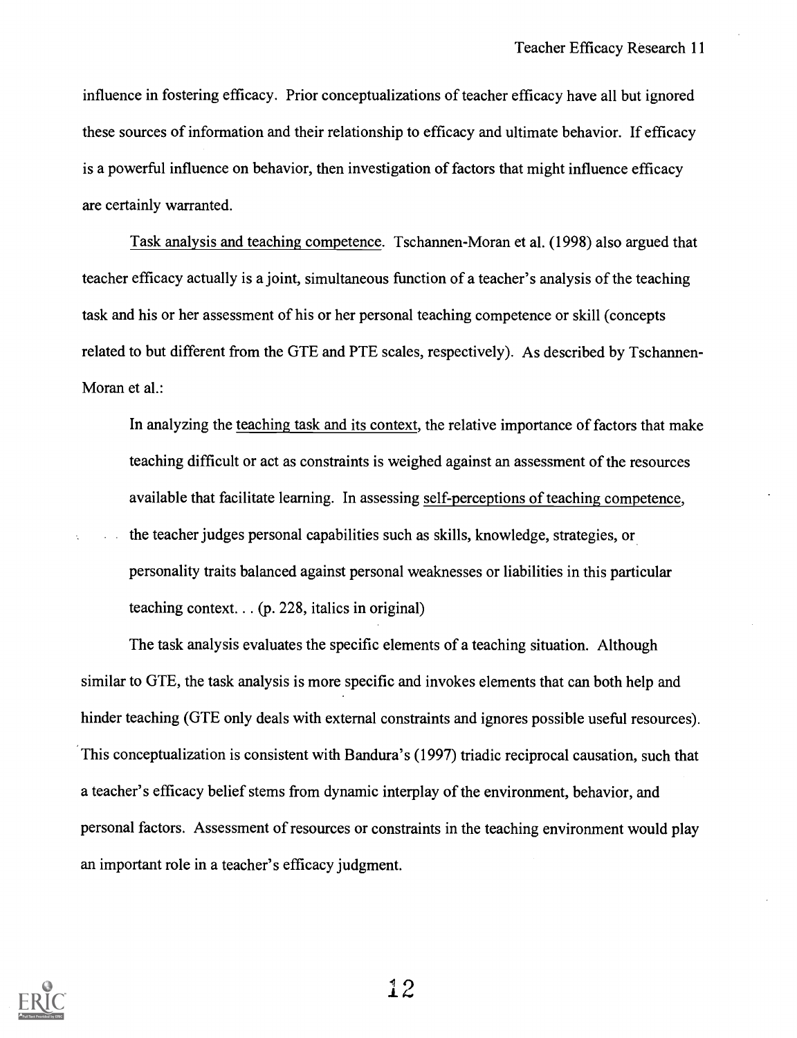influence in fostering efficacy. Prior conceptualizations of teacher efficacy have all but ignored these sources of information and their relationship to efficacy and ultimate behavior. If efficacy is a powerful influence on behavior, then investigation of factors that might influence efficacy are certainly warranted.

Task analysis and teaching competence. Tschannen-Moran et al. (1998) also argued that teacher efficacy actually is a joint, simultaneous function of a teacher's analysis of the teaching task and his or her assessment of his or her personal teaching competence or skill (concepts related to but different from the GTE and PTE scales, respectively). As described by Tschannen-Moran et al.:

> In analyzing the teaching task and its context, the relative importance of factors that make teaching difficult or act as constraints is weighed against an assessment of the resources available that facilitate learning. In assessing self-perceptions of teaching competence, the teacher judges personal capabilities such as skills, knowledge, strategies, or personality traits balanced against personal weaknesses or liabilities in this particular teaching context. . . (p. 228, italics in original)

The task analysis evaluates the specific elements of a teaching situation. Although similar to GTE, the task analysis is more specific and invokes elements that can both help and hinder teaching (GTE only deals with external constraints and ignores possible useful resources). This conceptualization is consistent with Bandura's (1997) triadic reciprocal causation, such that a teacher's efficacy belief stems from dynamic interplay of the environment, behavior, and personal factors. Assessment of resources or constraints in the teaching environment would play an important role in a teacher's efficacy judgment.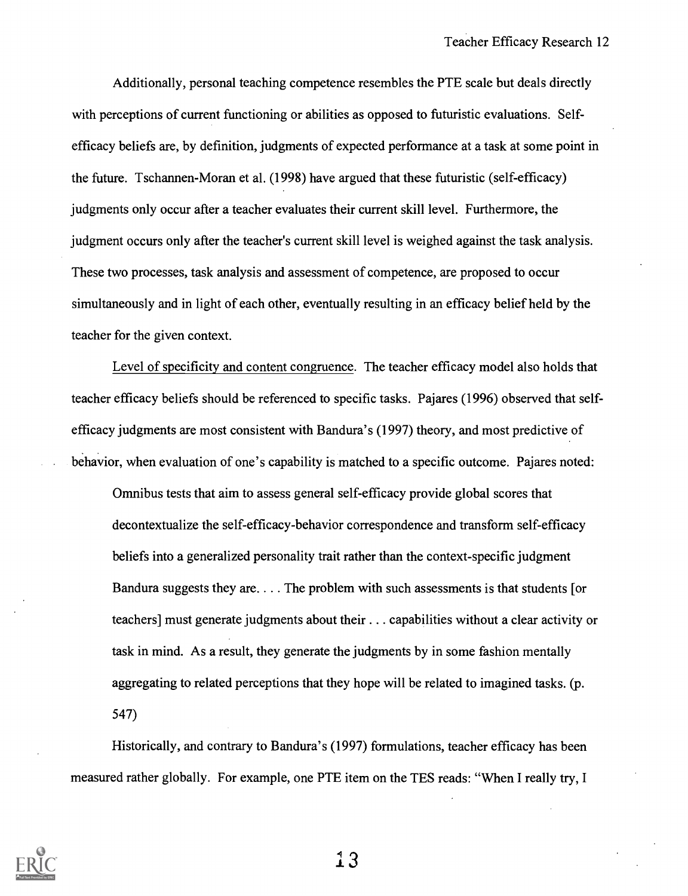Additionally, personal teaching competence resembles the PTE scale but deals directly with perceptions of current functioning or abilities as opposed to futuristic evaluations. Self-efficacy beliefs are, by definition, judgments of expected performance at a task at some point in the future. Tschannen-Moran et al. (1998) have argued that these futuristic (self-efficacy) judgments only occur after a teacher evaluates their current skill level. Furthermore, the judgment occurs only after the teacher's current skill level is weighed against the task analysis. These two processes, task analysis and assessment of competence, are proposed to occur simultaneously and in light of each other, eventually resulting in an efficacy belief held by the teacher for the given context.

Level of specificity and content congruence. The teacher efficacy model also holds that teacher efficacy beliefs should be referenced to specific tasks. Pajares (1996) observed that self-efficacy judgments are most consistent with Bandura's (1997) theory, and most predictive of behavior, when evaluation of one's capability is matched to a specific outcome. Pajares noted:

> Omnibus tests that aim to assess general self-efficacy provide global scores that decontextualize the self-efficacy-behavior correspondence and transform self-efficacy beliefs into a generalized personality trait rather than the context-specific judgment Bandura suggests they are. . . . The problem with such assessments is that students [or teachers] must generate judgments about their . . . capabilities without a clear activity or task in mind. As a result, they generate the judgments by in some fashion mentally aggregating to related perceptions that they hope will be related to imagined tasks. (p. 547)

Historically, and contrary to Bandura's (1997) formulations, teacher efficacy has been measured rather globally. For example, one PTE item on the TES reads: "When I really try, I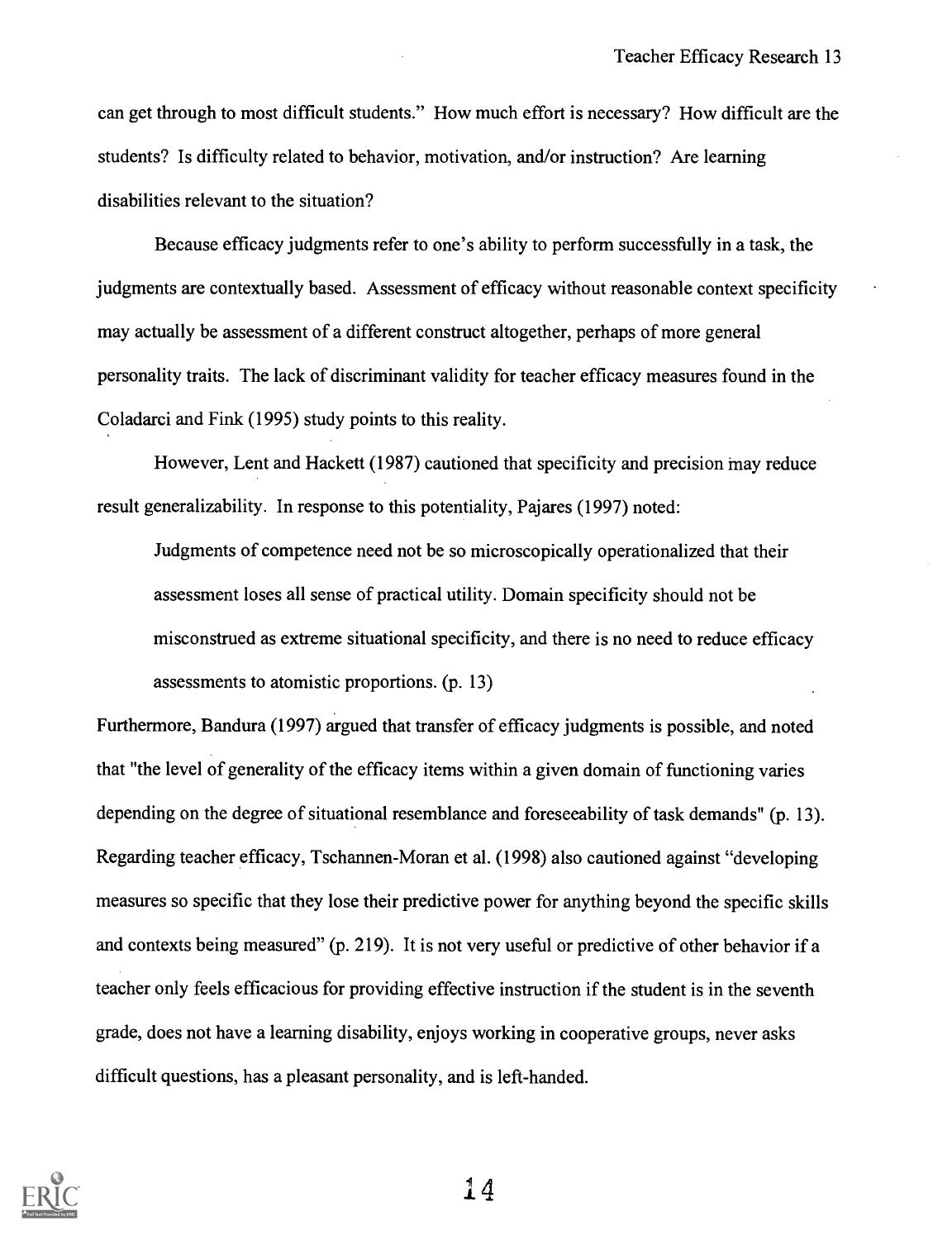can get through to most difficult students." How much effort is necessary? How difficult are the students? Is difficulty related to behavior, motivation, and/or instruction? Are learning disabilities relevant to the situation?

Because efficacy judgments refer to one's ability to perform successfully in a task, the judgments are contextually based. Assessment of efficacy without reasonable context specificity may actually be assessment of a different construct altogether, perhaps of more general personality traits. The lack of discriminant validity for teacher efficacy measures found in the Coladarci and Fink (1995) study points to this reality.

However, Lent and Hackett (1987) cautioned that specificity and precision may reduce result generalizability. In response to this potentiality, Pajares (1997) noted:

> Judgments of competence need not be so microscopically operationalized that their assessment loses all sense of practical utility. Domain specificity should not be misconstrued as extreme situational specificity, and there is no need to reduce efficacy assessments to atomistic proportions. (p. 13)

Furthermore, Bandura (1997) argued that transfer of efficacy judgments is possible, and noted that "the level of generality of the efficacy items within a given domain of functioning varies depending on the degree of situational resemblance and foreseeability of task demands" (p. 13). Regarding teacher efficacy, Tschannen-Moran et al. (1998) also cautioned against "developing measures so specific that they lose their predictive power for anything beyond the specific skills and contexts being measured" (p. 219). It is not very useful or predictive of other behavior if a teacher only feels efficacious for providing effective instruction if the student is in the seventh grade, does not have a learning disability, enjoys working in cooperative groups, never asks difficult questions, has a pleasant personality, and is left-handed.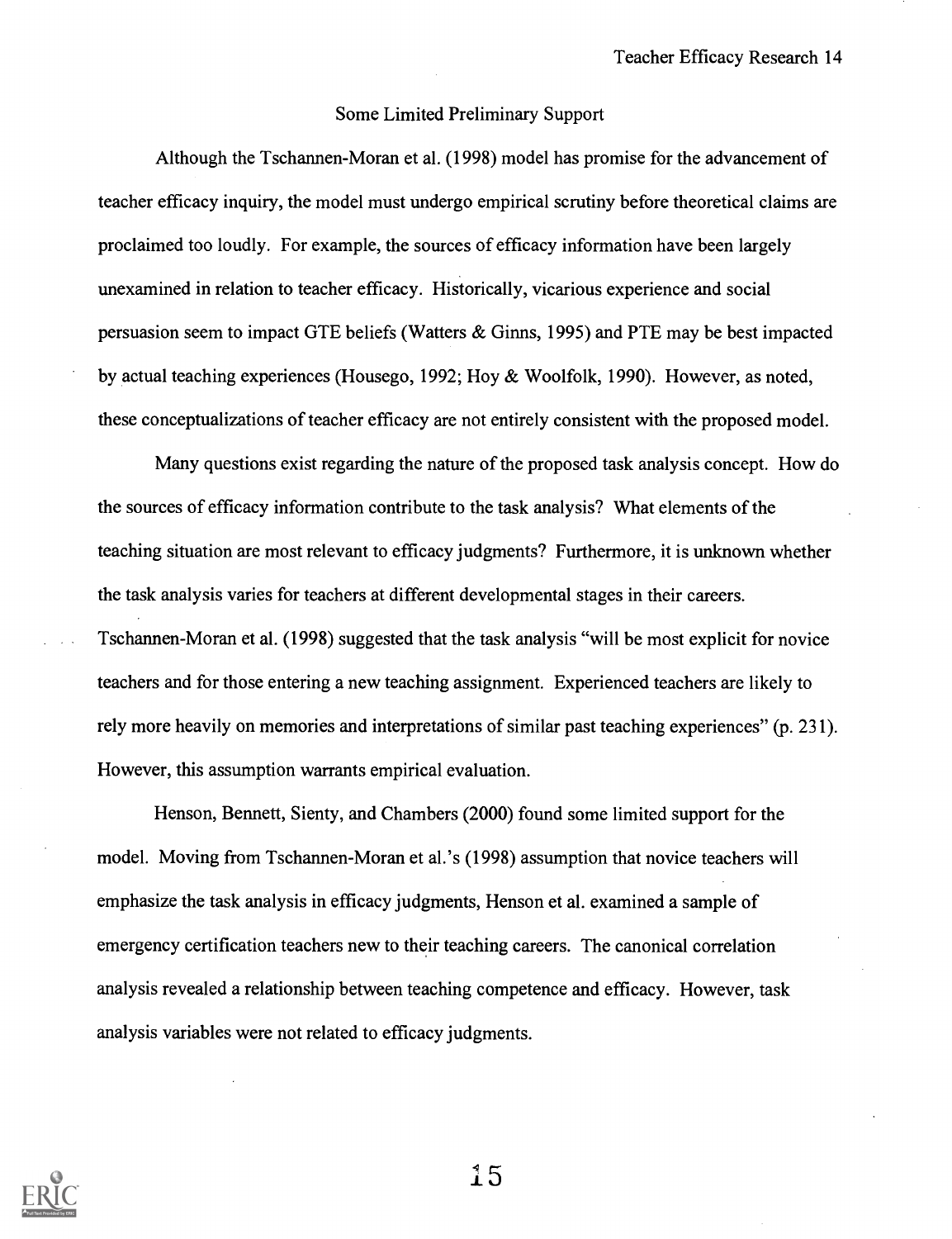## Some Limited Preliminary Support

Although the Tschannen-Moran et al. (1998) model has promise for the advancement of teacher efficacy inquiry, the model must undergo empirical scrutiny before theoretical claims are proclaimed too loudly. For example, the sources of efficacy information have been largely unexamined in relation to teacher efficacy. Historically, vicarious experience and social persuasion seem to impact GTE beliefs (Watters & Ginns, 1995) and PTE may be best impacted by actual teaching experiences (Housego, 1992; Hoy & Woolfolk, 1990). However, as noted, these conceptualizations of teacher efficacy are not entirely consistent with the proposed model.

Many questions exist regarding the nature of the proposed task analysis concept. How do the sources of efficacy information contribute to the task analysis? What elements of the teaching situation are most relevant to efficacy judgments? Furthermore, it is unknown whether the task analysis varies for teachers at different developmental stages in their careers. Tschannen-Moran et al. (1998) suggested that the task analysis "will be most explicit for novice teachers and for those entering a new teaching assignment. Experienced teachers are likely to rely more heavily on memories and interpretations of similar past teaching experiences" (p. 231). However, this assumption warrants empirical evaluation.

Henson, Bennett, Sienty, and Chambers (2000) found some limited support for the model. Moving from Tschannen-Moran et al.'s (1998) assumption that novice teachers will emphasize the task analysis in efficacy judgments, Henson et al. examined a sample of emergency certification teachers new to their teaching careers. The canonical correlation analysis revealed a relationship between teaching competence and efficacy. However, task analysis variables were not related to efficacy judgments.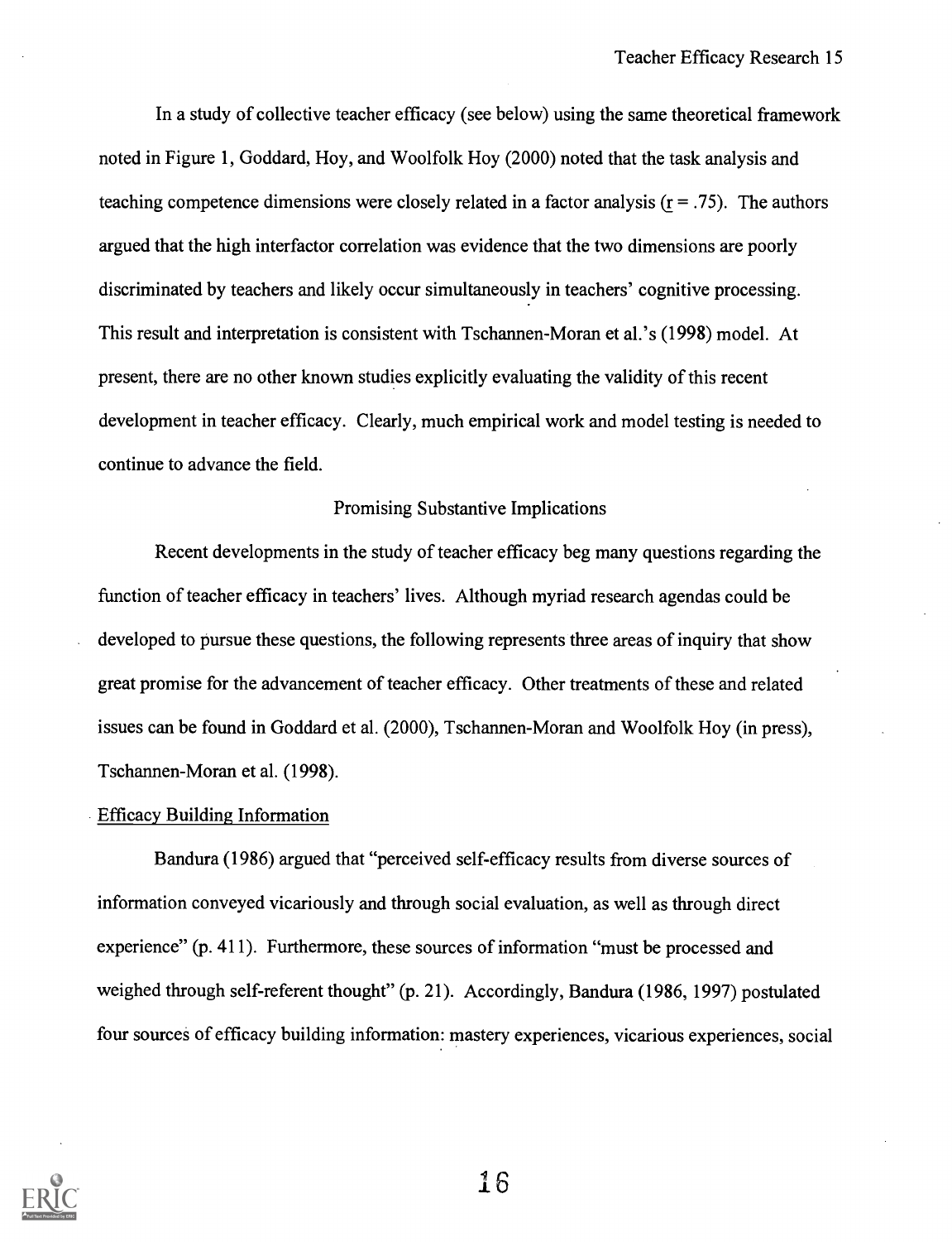In a study of collective teacher efficacy (see below) using the same theoretical framework noted in Figure 1, Goddard, Hoy, and Woolfolk Hoy (2000) noted that the task analysis and teaching competence dimensions were closely related in a factor analysis ($r = .75$). The authors argued that the high interfactor correlation was evidence that the two dimensions are poorly discriminated by teachers and likely occur simultaneously in teachers' cognitive processing. This result and interpretation is consistent with Tschannen-Moran et al.'s (1998) model. At present, there are no other known studies explicitly evaluating the validity of this recent development in teacher efficacy. Clearly, much empirical work and model testing is needed to continue to advance the field.

## Promising Substantive Implications

Recent developments in the study of teacher efficacy beg many questions regarding the function of teacher efficacy in teachers' lives. Although myriad research agendas could be developed to pursue these questions, the following represents three areas of inquiry that show great promise for the advancement of teacher efficacy. Other treatments of these and related issues can be found in Goddard et al. (2000), Tschannen-Moran and Woolfolk Hoy (in press), Tschannen-Moran et al. (1998).

### Efficacy Building Information

Bandura (1986) argued that "perceived self-efficacy results from diverse sources of information conveyed vicariously and through social evaluation, as well as through direct experience" (p. 411). Furthermore, these sources of information "must be processed and weighed through self-referent thought" (p. 21). Accordingly, Bandura (1986, 1997) postulated four sources of efficacy building information: mastery experiences, vicarious experiences, social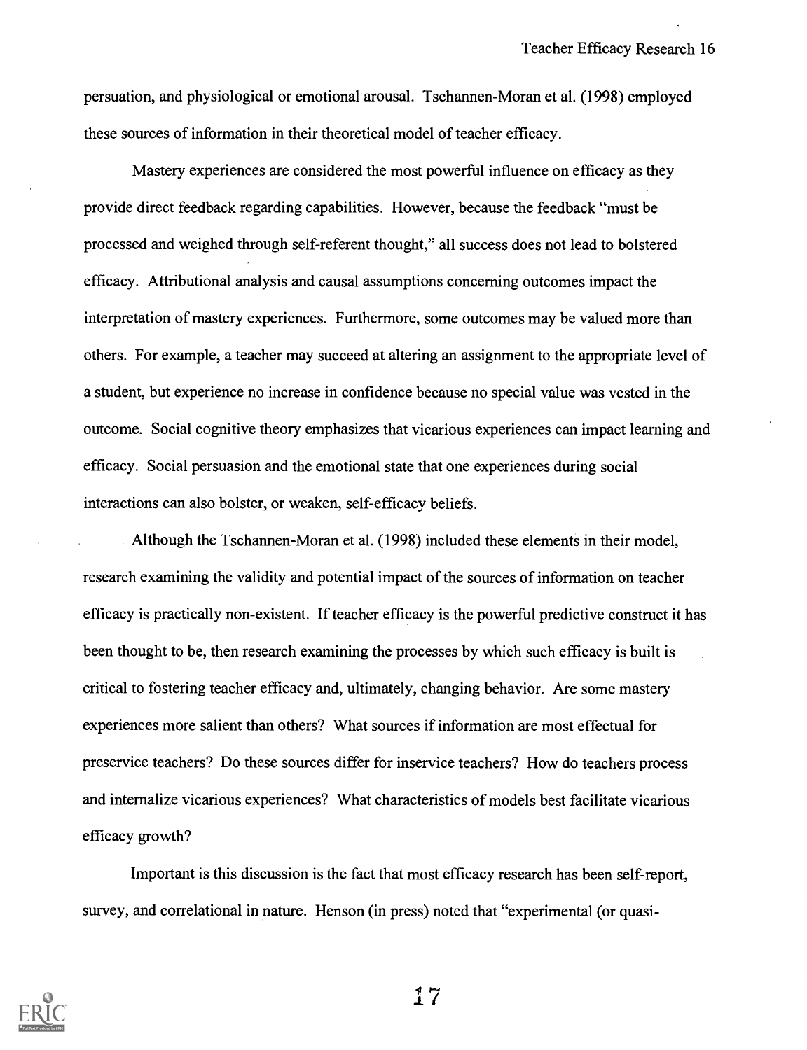persuasion, and physiological or emotional arousal. Tschannen-Moran et al. (1998) employed these sources of information in their theoretical model of teacher efficacy.

Mastery experiences are considered the most powerful influence on efficacy as they provide direct feedback regarding capabilities. However, because the feedback "must be processed and weighed through self-referent thought," all success does not lead to bolstered efficacy. Attributional analysis and causal assumptions concerning outcomes impact the interpretation of mastery experiences. Furthermore, some outcomes may be valued more than others. For example, a teacher may succeed at altering an assignment to the appropriate level of a student, but experience no increase in confidence because no special value was vested in the outcome. Social cognitive theory emphasizes that vicarious experiences can impact learning and efficacy. Social persuasion and the emotional state that one experiences during social interactions can also bolster, or weaken, self-efficacy beliefs.

Although the Tschannen-Moran et al. (1998) included these elements in their model, research examining the validity and potential impact of the sources of information on teacher efficacy is practically non-existent. If teacher efficacy is the powerful predictive construct it has been thought to be, then research examining the processes by which such efficacy is built is critical to fostering teacher efficacy and, ultimately, changing behavior. Are some mastery experiences more salient than others? What sources if information are most effectual for preservice teachers? Do these sources differ for inservice teachers? How do teachers process and internalize vicarious experiences? What characteristics of models best facilitate vicarious efficacy growth?

Important is this discussion is the fact that most efficacy research has been self-report, survey, and correlational in nature. Henson (in press) noted that "experimental (or quasi-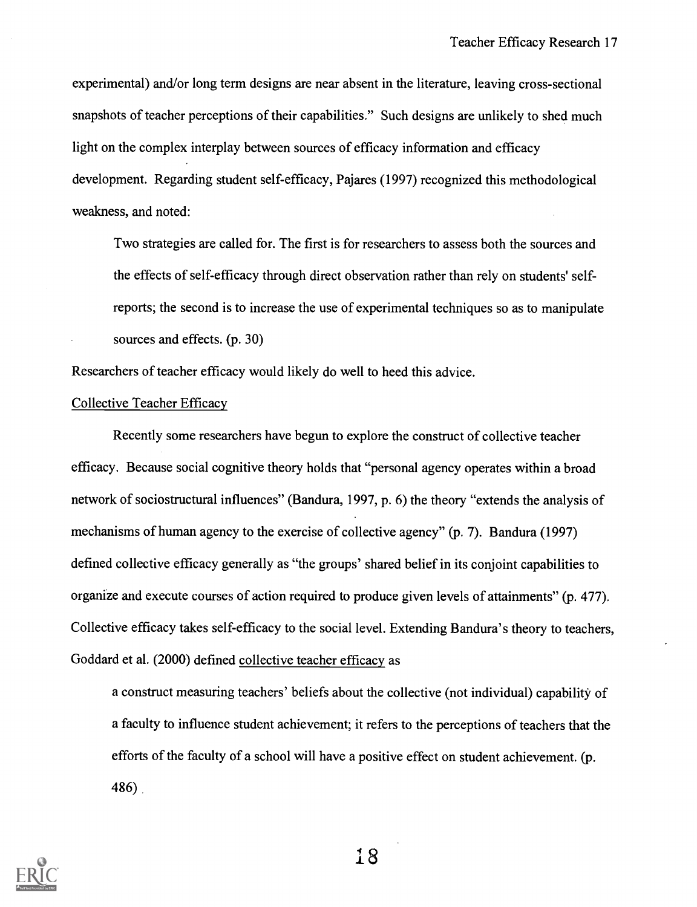experimental) and/or long term designs are near absent in the literature, leaving cross-sectional snapshots of teacher perceptions of their capabilities." Such designs are unlikely to shed much light on the complex interplay between sources of efficacy information and efficacy development. Regarding student self-efficacy, Pajares (1997) recognized this methodological weakness, and noted:

> Two strategies are called for. The first is for researchers to assess both the sources and the effects of self-efficacy through direct observation rather than rely on students' self-reports; the second is to increase the use of experimental techniques so as to manipulate sources and effects. (p. 30)

Researchers of teacher efficacy would likely do well to heed this advice.

## Collective Teacher Efficacy

Recently some researchers have begun to explore the construct of collective teacher efficacy. Because social cognitive theory holds that "personal agency operates within a broad network of sociostructural influences" (Bandura, 1997, p. 6) the theory "extends the analysis of mechanisms of human agency to the exercise of collective agency" (p. 7). Bandura (1997) defined collective efficacy generally as "the groups' shared belief in its conjoint capabilities to organize and execute courses of action required to produce given levels of attainments" (p. 477). Collective efficacy takes self-efficacy to the social level. Extending Bandura's theory to teachers, Goddard et al. (2000) defined collective teacher efficacy as

> a construct measuring teachers' beliefs about the collective (not individual) capability of a faculty to influence student achievement; it refers to the perceptions of teachers that the efforts of the faculty of a school will have a positive effect on student achievement. (p. 486)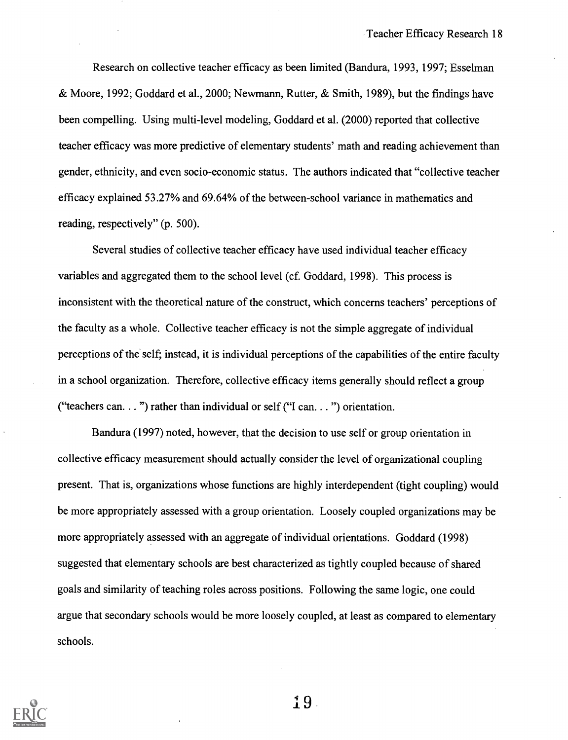Research on collective teacher efficacy as been limited (Bandura, 1993, 1997; Esselman & Moore, 1992; Goddard et al., 2000; Newmann, Rutter, & Smith, 1989), but the findings have been compelling. Using multi-level modeling, Goddard et al. (2000) reported that collective teacher efficacy was more predictive of elementary students' math and reading achievement than gender, ethnicity, and even socio-economic status. The authors indicated that "collective teacher efficacy explained 53.27% and 69.64% of the between-school variance in mathematics and reading, respectively" (p. 500).

Several studies of collective teacher efficacy have used individual teacher efficacy variables and aggregated them to the school level (cf. Goddard, 1998). This process is inconsistent with the theoretical nature of the construct, which concerns teachers' perceptions of the faculty as a whole. Collective teacher efficacy is not the simple aggregate of individual perceptions of the self; instead, it is individual perceptions of the capabilities of the entire faculty in a school organization. Therefore, collective efficacy items generally should reflect a group ("teachers can. . . ") rather than individual or self ("I can. . . ") orientation.

Bandura (1997) noted, however, that the decision to use self or group orientation in collective efficacy measurement should actually consider the level of organizational coupling present. That is, organizations whose functions are highly interdependent (tight coupling) would be more appropriately assessed with a group orientation. Loosely coupled organizations may be more appropriately assessed with an aggregate of individual orientations. Goddard (1998) suggested that elementary schools are best characterized as tightly coupled because of shared goals and similarity of teaching roles across positions. Following the same logic, one could argue that secondary schools would be more loosely coupled, at least as compared to elementary schools.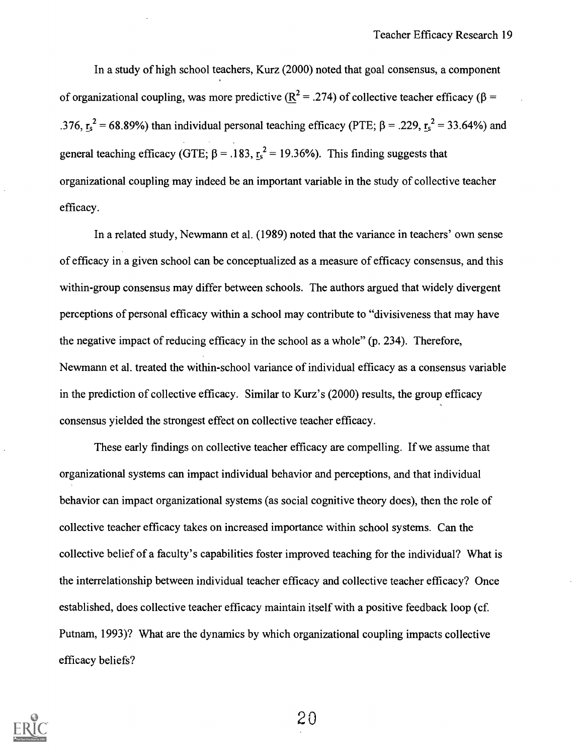In a study of high school teachers, Kurz (2000) noted that goal consensus, a component of organizational coupling, was more predictive ($\underline{R}^2 = .274$) of collective teacher efficacy ($\beta = .376$, $\underline{r}_s^2 = 68.89\%$) than individual personal teaching efficacy (PTE; $\beta = .229$, $\underline{r}_s^2 = 33.64\%$) and general teaching efficacy (GTE; $\beta = .183$, $\underline{r}_s^2 = 19.36\%$). This finding suggests that organizational coupling may indeed be an important variable in the study of collective teacher efficacy.

In a related study, Newmann et al. (1989) noted that the variance in teachers' own sense of efficacy in a given school can be conceptualized as a measure of efficacy consensus, and this within-group consensus may differ between schools. The authors argued that widely divergent perceptions of personal efficacy within a school may contribute to "divisiveness that may have the negative impact of reducing efficacy in the school as a whole" (p. 234). Therefore, Newmann et al. treated the within-school variance of individual efficacy as a consensus variable in the prediction of collective efficacy. Similar to Kurz's (2000) results, the group efficacy consensus yielded the strongest effect on collective teacher efficacy.

These early findings on collective teacher efficacy are compelling. If we assume that organizational systems can impact individual behavior and perceptions, and that individual behavior can impact organizational systems (as social cognitive theory does), then the role of collective teacher efficacy takes on increased importance within school systems. Can the collective belief of a faculty's capabilities foster improved teaching for the individual? What is the interrelationship between individual teacher efficacy and collective teacher efficacy? Once established, does collective teacher efficacy maintain itself with a positive feedback loop (cf. Putnam, 1993)? What are the dynamics by which organizational coupling impacts collective efficacy beliefs?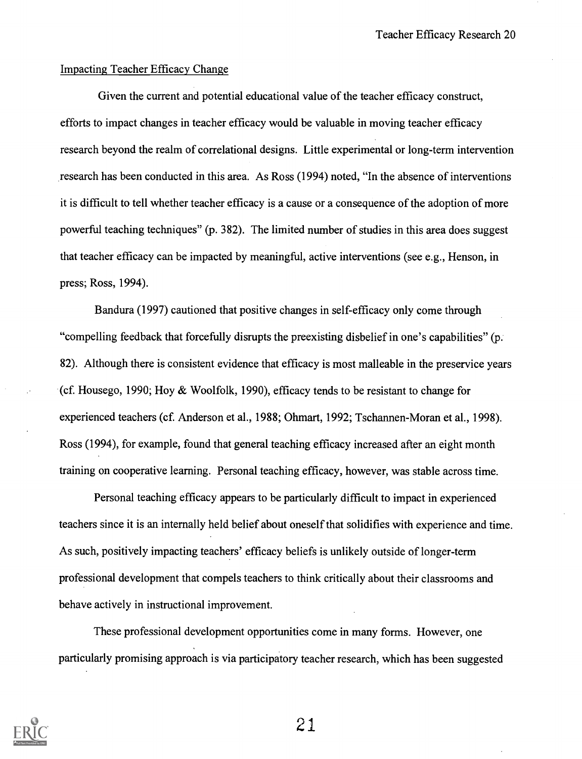Impacting Teacher Efficacy Change

Given the current and potential educational value of the teacher efficacy construct, efforts to impact changes in teacher efficacy would be valuable in moving teacher efficacy research beyond the realm of correlational designs. Little experimental or long-term intervention research has been conducted in this area. As Ross (1994) noted, "In the absence of interventions it is difficult to tell whether teacher efficacy is a cause or a consequence of the adoption of more powerful teaching techniques" (p. 382). The limited number of studies in this area does suggest that teacher efficacy can be impacted by meaningful, active interventions (see e.g., Henson, in press; Ross, 1994).

Bandura (1997) cautioned that positive changes in self-efficacy only come through "compelling feedback that forcefully disrupts the preexisting disbelief in one's capabilities" (p. 82). Although there is consistent evidence that efficacy is most malleable in the preservice years (cf. Housego, 1990; Hoy & Woolfolk, 1990), efficacy tends to be resistant to change for experienced teachers (cf. Anderson et al., 1988; Ohmart, 1992; Tschannen-Moran et al., 1998). Ross (1994), for example, found that general teaching efficacy increased after an eight month training on cooperative learning. Personal teaching efficacy, however, was stable across time.

Personal teaching efficacy appears to be particularly difficult to impact in experienced teachers since it is an internally held belief about oneself that solidifies with experience and time. As such, positively impacting teachers' efficacy beliefs is unlikely outside of longer-term professional development that compels teachers to think critically about their classrooms and behave actively in instructional improvement.

These professional development opportunities come in many forms. However, one particularly promising approach is via participatory teacher research, which has been suggested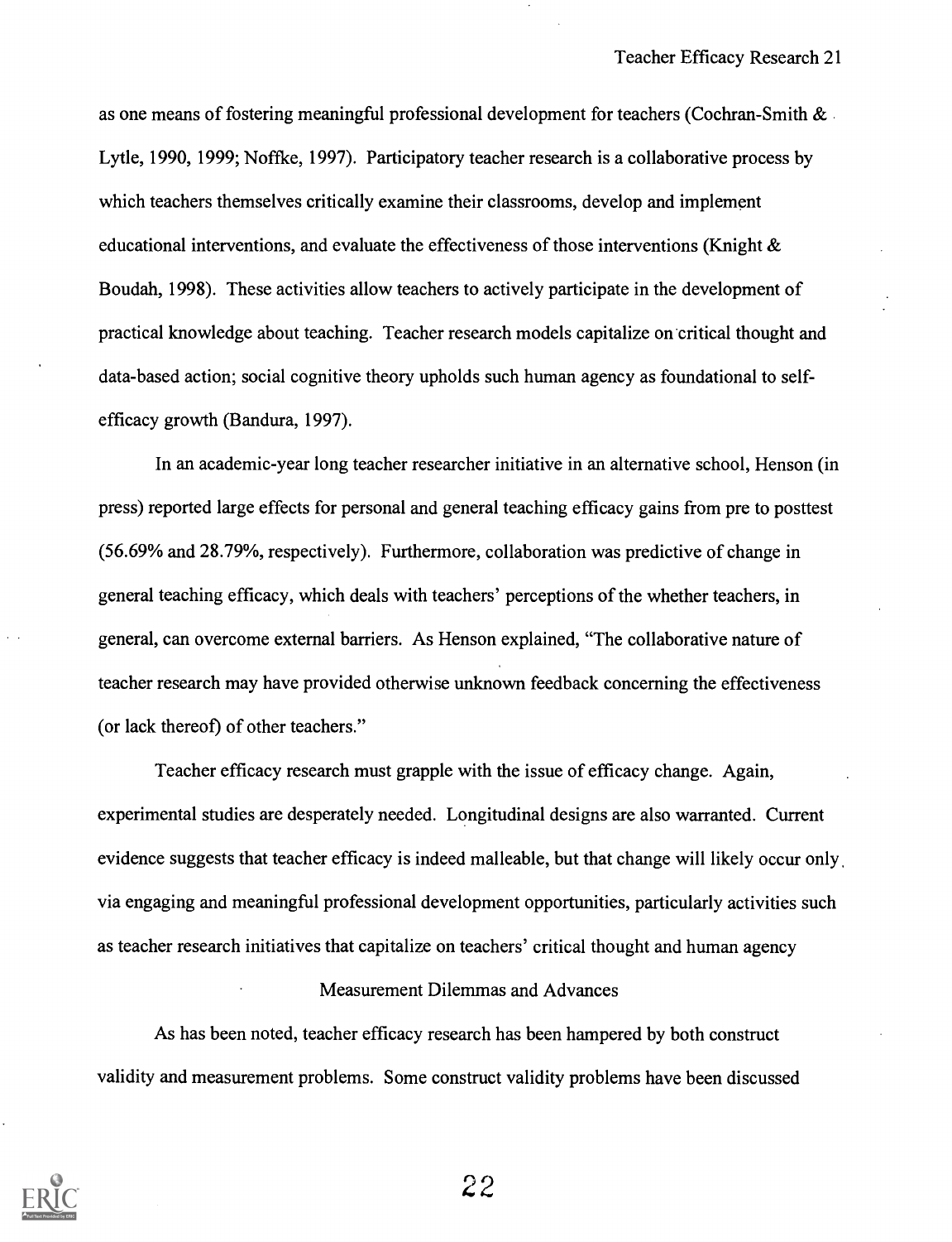as one means of fostering meaningful professional development for teachers (Cochran-Smith & Lytle, 1990, 1999; Noffke, 1997). Participatory teacher research is a collaborative process by which teachers themselves critically examine their classrooms, develop and implement educational interventions, and evaluate the effectiveness of those interventions (Knight & Boudah, 1998). These activities allow teachers to actively participate in the development of practical knowledge about teaching. Teacher research models capitalize on critical thought and data-based action; social cognitive theory upholds such human agency as foundational to self-efficacy growth (Bandura, 1997).

In an academic-year long teacher researcher initiative in an alternative school, Henson (in press) reported large effects for personal and general teaching efficacy gains from pre to posttest (56.69% and 28.79%, respectively). Furthermore, collaboration was predictive of change in general teaching efficacy, which deals with teachers' perceptions of the whether teachers, in general, can overcome external barriers. As Henson explained, "The collaborative nature of teacher research may have provided otherwise unknown feedback concerning the effectiveness (or lack thereof) of other teachers."

Teacher efficacy research must grapple with the issue of efficacy change. Again, experimental studies are desperately needed. Longitudinal designs are also warranted. Current evidence suggests that teacher efficacy is indeed malleable, but that change will likely occur only via engaging and meaningful professional development opportunities, particularly activities such as teacher research initiatives that capitalize on teachers' critical thought and human agency

## Measurement Dilemmas and Advances

As has been noted, teacher efficacy research has been hampered by both construct validity and measurement problems. Some construct validity problems have been discussed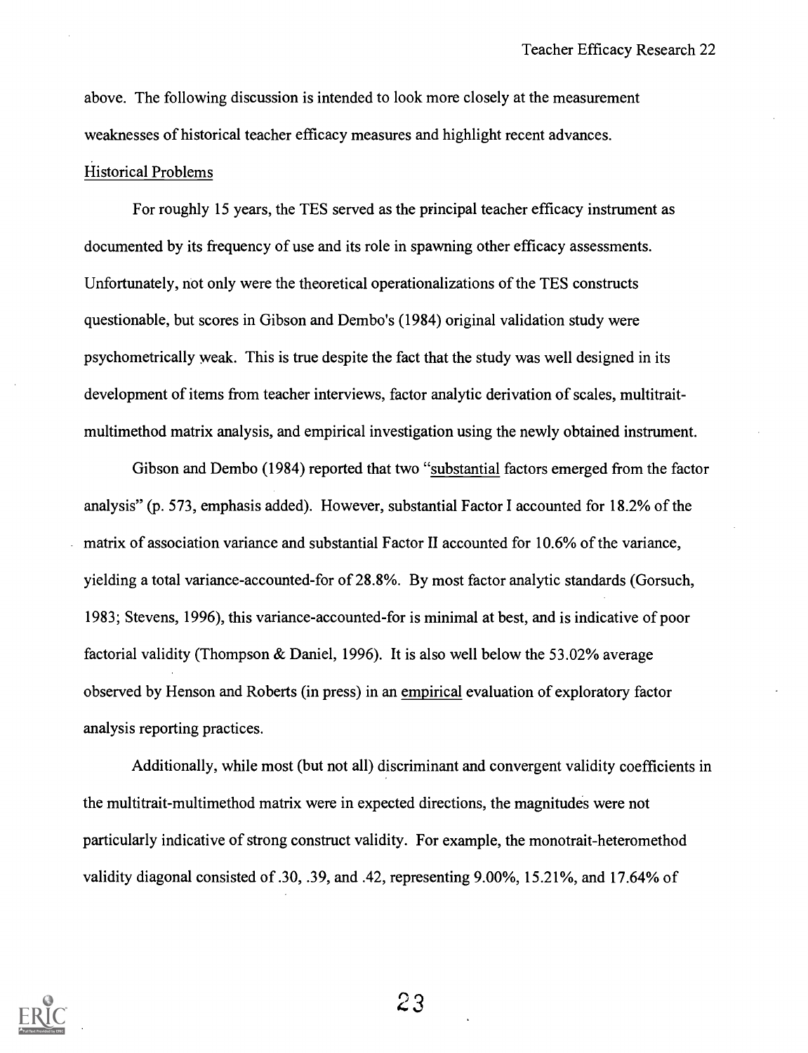above. The following discussion is intended to look more closely at the measurement weaknesses of historical teacher efficacy measures and highlight recent advances.

Historical Problems

For roughly 15 years, the TES served as the principal teacher efficacy instrument as documented by its frequency of use and its role in spawning other efficacy assessments. Unfortunately, not only were the theoretical operationalizations of the TES constructs questionable, but scores in Gibson and Dembo's (1984) original validation study were psychometrically weak. This is true despite the fact that the study was well designed in its development of items from teacher interviews, factor analytic derivation of scales, multitrait-multimethod matrix analysis, and empirical investigation using the newly obtained instrument.

Gibson and Dembo (1984) reported that two "substantial factors emerged from the factor analysis" (p. 573, emphasis added). However, substantial Factor I accounted for 18.2% of the matrix of association variance and substantial Factor II accounted for 10.6% of the variance, yielding a total variance-accounted-for of 28.8%. By most factor analytic standards (Gorsuch, 1983; Stevens, 1996), this variance-accounted-for is minimal at best, and is indicative of poor factorial validity (Thompson & Daniel, 1996). It is also well below the 53.02% average observed by Henson and Roberts (in press) in an empirical evaluation of exploratory factor analysis reporting practices.

Additionally, while most (but not all) discriminant and convergent validity coefficients in the multitrait-multimethod matrix were in expected directions, the magnitudes were not particularly indicative of strong construct validity. For example, the monotrait-heteromethod validity diagonal consisted of .30, .39, and .42, representing 9.00%, 15.21%, and 17.64% of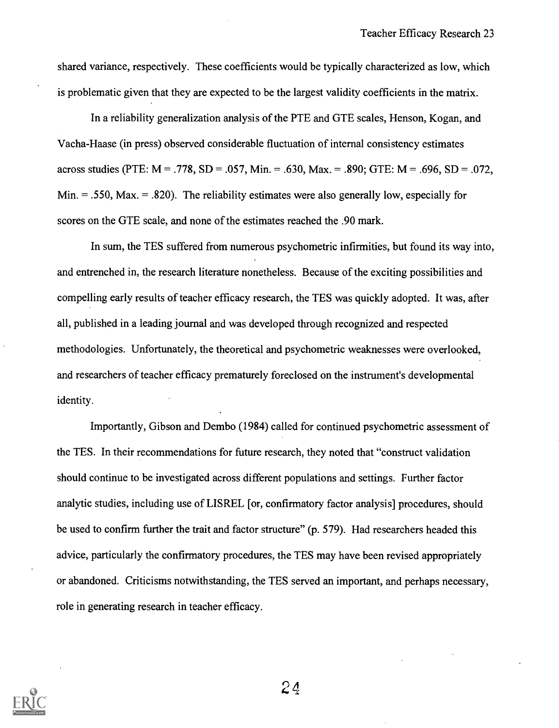shared variance, respectively. These coefficients would be typically characterized as low, which is problematic given that they are expected to be the largest validity coefficients in the matrix.

In a reliability generalization analysis of the PTE and GTE scales, Henson, Kogan, and Vacha-Haase (in press) observed considerable fluctuation of internal consistency estimates across studies (PTE: M = .778, SD = .057, Min. = .630, Max. = .890; GTE: M = .696, SD = .072, Min. = .550, Max. = .820). The reliability estimates were also generally low, especially for scores on the GTE scale, and none of the estimates reached the .90 mark.

In sum, the TES suffered from numerous psychometric infirmities, but found its way into, and entrenched in, the research literature nonetheless. Because of the exciting possibilities and compelling early results of teacher efficacy research, the TES was quickly adopted. It was, after all, published in a leading journal and was developed through recognized and respected methodologies. Unfortunately, the theoretical and psychometric weaknesses were overlooked, and researchers of teacher efficacy prematurely foreclosed on the instrument's developmental identity.

Importantly, Gibson and Dembo (1984) called for continued psychometric assessment of the TES. In their recommendations for future research, they noted that "construct validation should continue to be investigated across different populations and settings. Further factor analytic studies, including use of LISREL [or, confirmatory factor analysis] procedures, should be used to confirm further the trait and factor structure" (p. 579). Had researchers headed this advice, particularly the confirmatory procedures, the TES may have been revised appropriately or abandoned. Criticisms notwithstanding, the TES served an important, and perhaps necessary, role in generating research in teacher efficacy.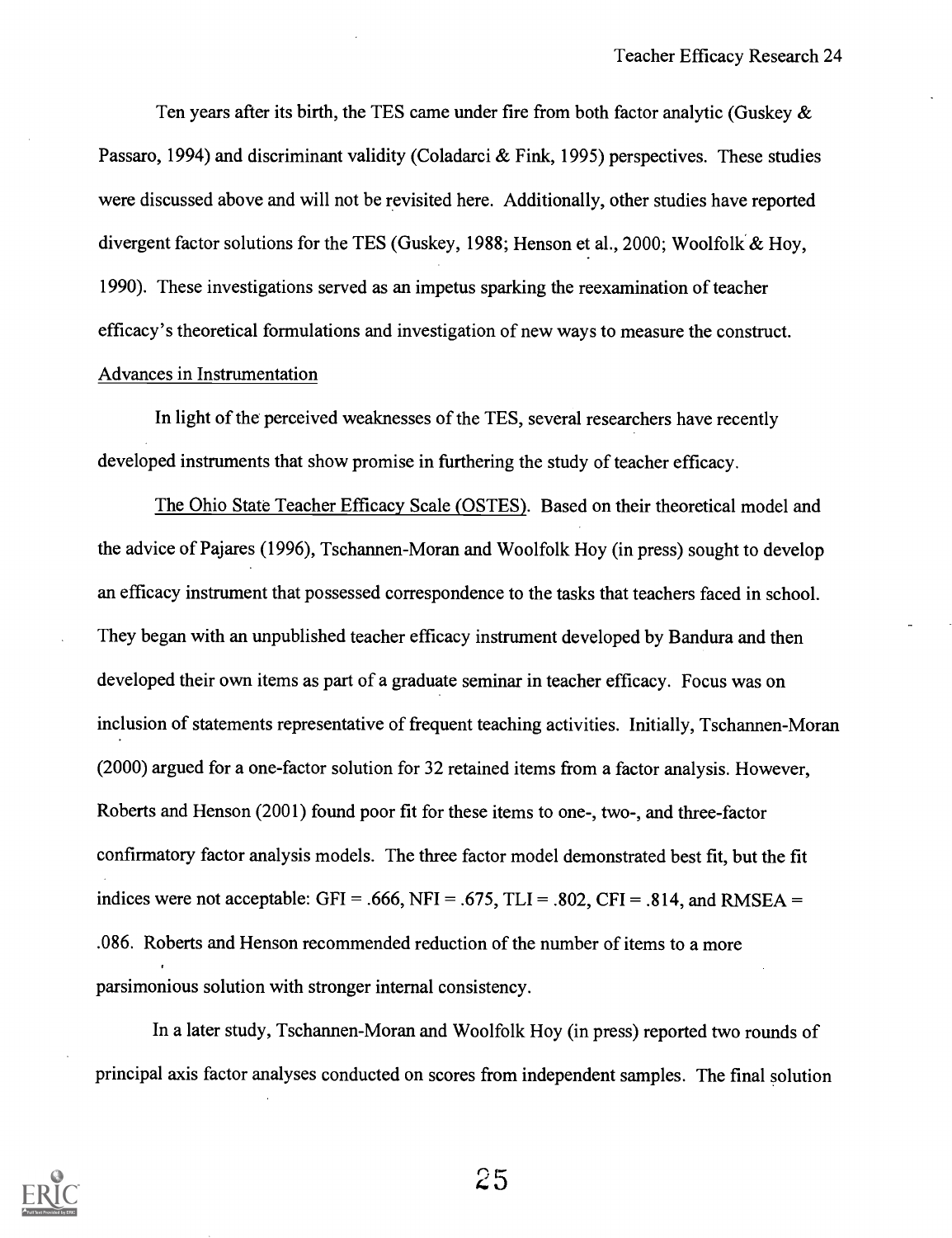Ten years after its birth, the TES came under fire from both factor analytic (Guskey & Passaro, 1994) and discriminant validity (Coladarci & Fink, 1995) perspectives. These studies were discussed above and will not be revisited here. Additionally, other studies have reported divergent factor solutions for the TES (Guskey, 1988; Henson et al., 2000; Woolfolk & Hoy, 1990). These investigations served as an impetus sparking the reexamination of teacher efficacy's theoretical formulations and investigation of new ways to measure the construct.

## Advances in Instrumentation

In light of the perceived weaknesses of the TES, several researchers have recently developed instruments that show promise in furthering the study of teacher efficacy.

The Ohio State Teacher Efficacy Scale (OSTES). Based on their theoretical model and the advice of Pajares (1996), Tschannen-Moran and Woolfolk Hoy (in press) sought to develop an efficacy instrument that possessed correspondence to the tasks that teachers faced in school. They began with an unpublished teacher efficacy instrument developed by Bandura and then developed their own items as part of a graduate seminar in teacher efficacy. Focus was on inclusion of statements representative of frequent teaching activities. Initially, Tschannen-Moran (2000) argued for a one-factor solution for 32 retained items from a factor analysis. However, Roberts and Henson (2001) found poor fit for these items to one-, two-, and three-factor confirmatory factor analysis models. The three factor model demonstrated best fit, but the fit indices were not acceptable: GFI = .666, NFI = .675, TLI = .802, CFI = .814, and RMSEA = .086. Roberts and Henson recommended reduction of the number of items to a more parsimonious solution with stronger internal consistency.

In a later study, Tschannen-Moran and Woolfolk Hoy (in press) reported two rounds of principal axis factor analyses conducted on scores from independent samples. The final solution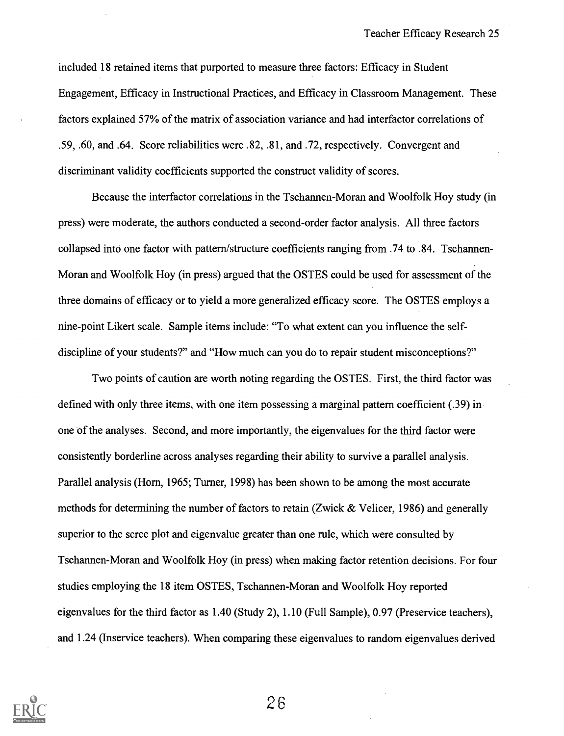included 18 retained items that purported to measure three factors: Efficacy in Student Engagement, Efficacy in Instructional Practices, and Efficacy in Classroom Management. These factors explained 57% of the matrix of association variance and had interfactor correlations of .59, .60, and .64. Score reliabilities were .82, .81, and .72, respectively. Convergent and discriminant validity coefficients supported the construct validity of scores.

Because the interfactor correlations in the Tschannen-Moran and Woolfolk Hoy study (in press) were moderate, the authors conducted a second-order factor analysis. All three factors collapsed into one factor with pattern/structure coefficients ranging from .74 to .84. Tschannen-Moran and Woolfolk Hoy (in press) argued that the OSTES could be used for assessment of the three domains of efficacy or to yield a more generalized efficacy score. The OSTES employs a nine-point Likert scale. Sample items include: "To what extent can you influence the self-discipline of your students?" and "How much can you do to repair student misconceptions?"

Two points of caution are worth noting regarding the OSTES. First, the third factor was defined with only three items, with one item possessing a marginal pattern coefficient (.39) in one of the analyses. Second, and more importantly, the eigenvalues for the third factor were consistently borderline across analyses regarding their ability to survive a parallel analysis. Parallel analysis (Horn, 1965; Turner, 1998) has been shown to be among the most accurate methods for determining the number of factors to retain (Zwick & Velicer, 1986) and generally superior to the scree plot and eigenvalue greater than one rule, which were consulted by Tschannen-Moran and Woolfolk Hoy (in press) when making factor retention decisions. For four studies employing the 18 item OSTES, Tschannen-Moran and Woolfolk Hoy reported eigenvalues for the third factor as 1.40 (Study 2), 1.10 (Full Sample), 0.97 (Preservice teachers), and 1.24 (Inservice teachers). When comparing these eigenvalues to random eigenvalues derived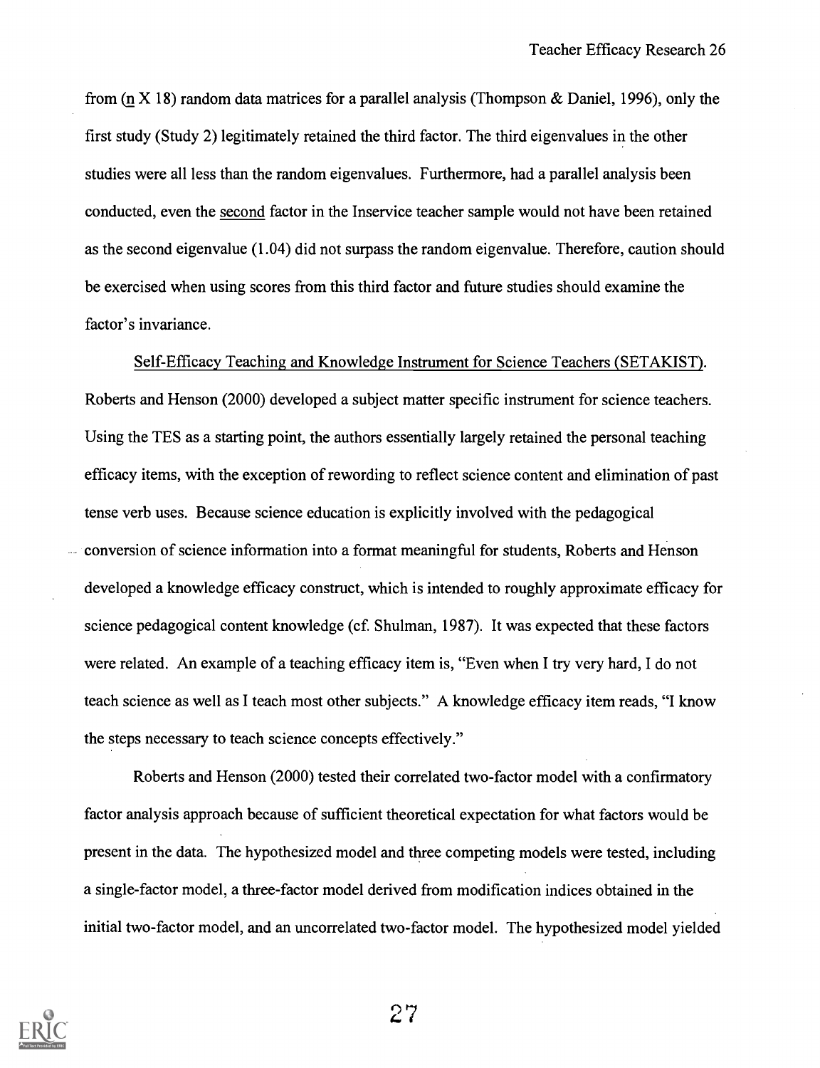from (n X 18) random data matrices for a parallel analysis (Thompson & Daniel, 1996), only the first study (Study 2) legitimately retained the third factor. The third eigenvalues in the other studies were all less than the random eigenvalues. Furthermore, had a parallel analysis been conducted, even the second factor in the Inservice teacher sample would not have been retained as the second eigenvalue (1.04) did not surpass the random eigenvalue. Therefore, caution should be exercised when using scores from this third factor and future studies should examine the factor's invariance.

Self-Efficacy Teaching and Knowledge Instrument for Science Teachers (SETAKIST). Roberts and Henson (2000) developed a subject matter specific instrument for science teachers. Using the TES as a starting point, the authors essentially largely retained the personal teaching efficacy items, with the exception of rewording to reflect science content and elimination of past tense verb uses. Because science education is explicitly involved with the pedagogical conversion of science information into a format meaningful for students, Roberts and Henson developed a knowledge efficacy construct, which is intended to roughly approximate efficacy for science pedagogical content knowledge (cf. Shulman, 1987). It was expected that these factors were related. An example of a teaching efficacy item is, "Even when I try very hard, I do not teach science as well as I teach most other subjects." A knowledge efficacy item reads, "I know the steps necessary to teach science concepts effectively."

Roberts and Henson (2000) tested their correlated two-factor model with a confirmatory factor analysis approach because of sufficient theoretical expectation for what factors would be present in the data. The hypothesized model and three competing models were tested, including a single-factor model, a three-factor model derived from modification indices obtained in the initial two-factor model, and an uncorrelated two-factor model. The hypothesized model yielded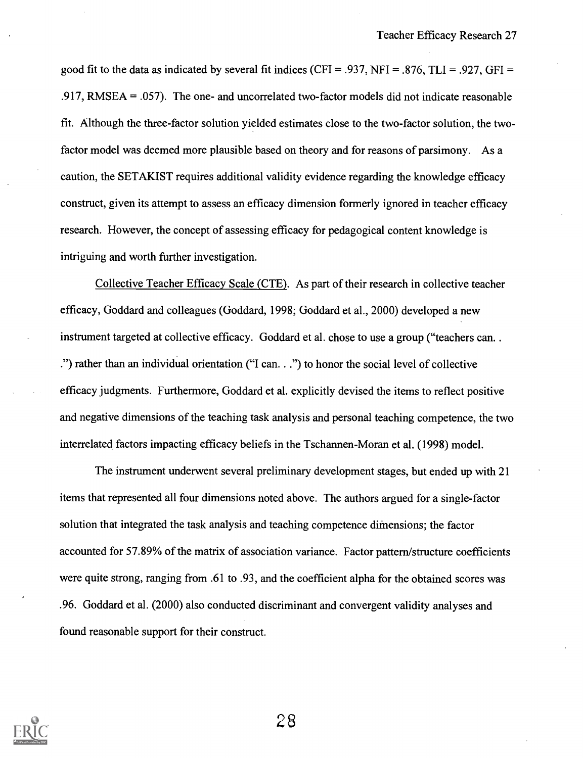good fit to the data as indicated by several fit indices (CFI = .937, NFI = .876, TLI = .927, GFI = .917, RMSEA = .057). The one- and uncorrelated two-factor models did not indicate reasonable fit. Although the three-factor solution yielded estimates close to the two-factor solution, the two-factor model was deemed more plausible based on theory and for reasons of parsimony. As a caution, the SETAKIST requires additional validity evidence regarding the knowledge efficacy construct, given its attempt to assess an efficacy dimension formerly ignored in teacher efficacy research. However, the concept of assessing efficacy for pedagogical content knowledge is intriguing and worth further investigation.

Collective Teacher Efficacy Scale (CTE). As part of their research in collective teacher efficacy, Goddard and colleagues (Goddard, 1998; Goddard et al., 2000) developed a new instrument targeted at collective efficacy. Goddard et al. chose to use a group ("teachers can. . .") rather than an individual orientation ("I can. . .") to honor the social level of collective efficacy judgments. Furthermore, Goddard et al. explicitly devised the items to reflect positive and negative dimensions of the teaching task analysis and personal teaching competence, the two interrelated factors impacting efficacy beliefs in the Tschannen-Moran et al. (1998) model.

The instrument underwent several preliminary development stages, but ended up with 21 items that represented all four dimensions noted above. The authors argued for a single-factor solution that integrated the task analysis and teaching competence dimensions; the factor accounted for 57.89% of the matrix of association variance. Factor pattern/structure coefficients were quite strong, ranging from .61 to .93, and the coefficient alpha for the obtained scores was .96. Goddard et al. (2000) also conducted discriminant and convergent validity analyses and found reasonable support for their construct.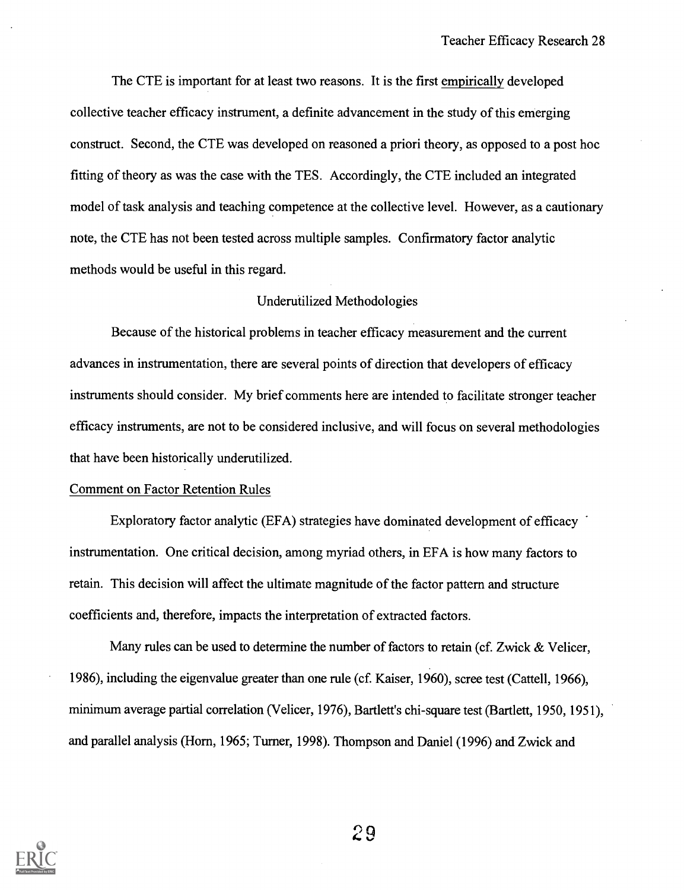The CTE is important for at least two reasons. It is the first empirically developed collective teacher efficacy instrument, a definite advancement in the study of this emerging construct. Second, the CTE was developed on reasoned a priori theory, as opposed to a post hoc fitting of theory as was the case with the TES. Accordingly, the CTE included an integrated model of task analysis and teaching competence at the collective level. However, as a cautionary note, the CTE has not been tested across multiple samples. Confirmatory factor analytic methods would be useful in this regard.

## Underutilized Methodologies

Because of the historical problems in teacher efficacy measurement and the current advances in instrumentation, there are several points of direction that developers of efficacy instruments should consider. My brief comments here are intended to facilitate stronger teacher efficacy instruments, are not to be considered inclusive, and will focus on several methodologies that have been historically underutilized.

### Comment on Factor Retention Rules

Exploratory factor analytic (EFA) strategies have dominated development of efficacy instrumentation. One critical decision, among myriad others, in EFA is how many factors to retain. This decision will affect the ultimate magnitude of the factor pattern and structure coefficients and, therefore, impacts the interpretation of extracted factors.

Many rules can be used to determine the number of factors to retain (cf. Zwick & Velicer, 1986), including the eigenvalue greater than one rule (cf. Kaiser, 1960), scree test (Cattell, 1966), minimum average partial correlation (Velicer, 1976), Bartlett's chi-square test (Bartlett, 1950, 1951), and parallel analysis (Horn, 1965; Turner, 1998). Thompson and Daniel (1996) and Zwick and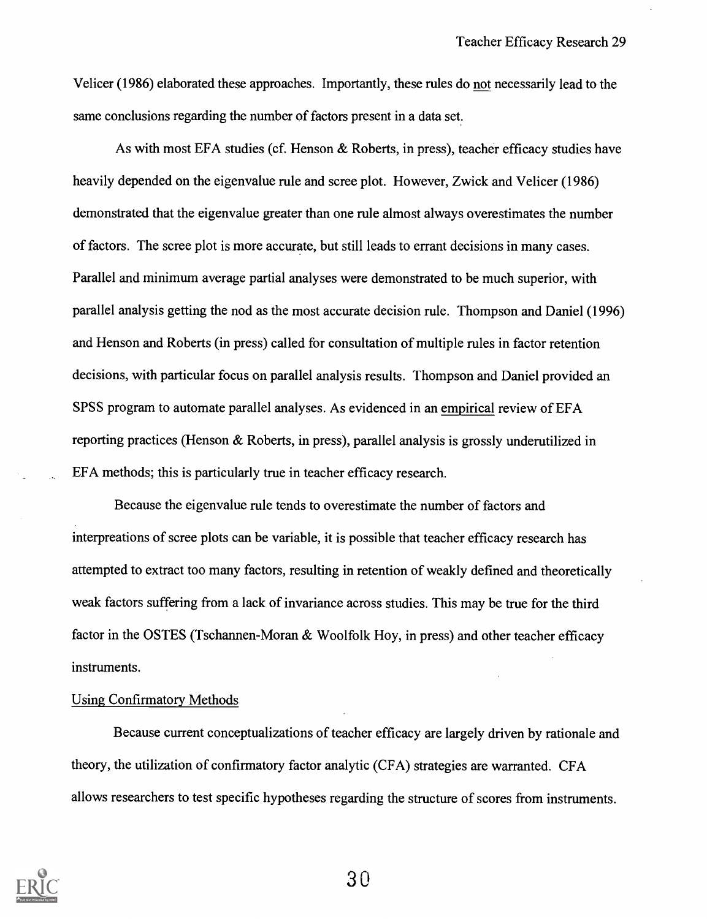Velicer (1986) elaborated these approaches. Importantly, these rules do not necessarily lead to the same conclusions regarding the number of factors present in a data set.

As with most EFA studies (cf. Henson & Roberts, in press), teacher efficacy studies have heavily depended on the eigenvalue rule and scree plot. However, Zwick and Velicer (1986) demonstrated that the eigenvalue greater than one rule almost always overestimates the number of factors. The scree plot is more accurate, but still leads to errant decisions in many cases. Parallel and minimum average partial analyses were demonstrated to be much superior, with parallel analysis getting the nod as the most accurate decision rule. Thompson and Daniel (1996) and Henson and Roberts (in press) called for consultation of multiple rules in factor retention decisions, with particular focus on parallel analysis results. Thompson and Daniel provided an SPSS program to automate parallel analyses. As evidenced in an empirical review of EFA reporting practices (Henson & Roberts, in press), parallel analysis is grossly underutilized in EFA methods; this is particularly true in teacher efficacy research.

Because the eigenvalue rule tends to overestimate the number of factors and interpreations of scree plots can be variable, it is possible that teacher efficacy research has attempted to extract too many factors, resulting in retention of weakly defined and theoretically weak factors suffering from a lack of invariance across studies. This may be true for the third factor in the OSTES (Tschannen-Moran & Woolfolk Hoy, in press) and other teacher efficacy instruments.

## Using Confirmatory Methods

Because current conceptualizations of teacher efficacy are largely driven by rationale and theory, the utilization of confirmatory factor analytic (CFA) strategies are warranted. CFA allows researchers to test specific hypotheses regarding the structure of scores from instruments.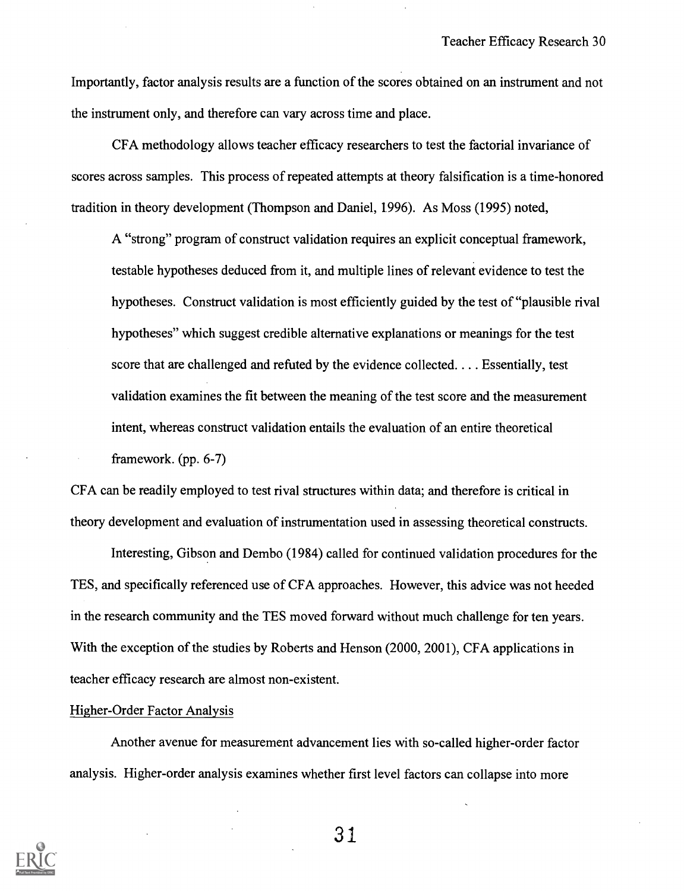Importantly, factor analysis results are a function of the scores obtained on an instrument and not the instrument only, and therefore can vary across time and place.

CFA methodology allows teacher efficacy researchers to test the factorial invariance of scores across samples. This process of repeated attempts at theory falsification is a time-honored tradition in theory development (Thompson and Daniel, 1996). As Moss (1995) noted,

> A "strong" program of construct validation requires an explicit conceptual framework, testable hypotheses deduced from it, and multiple lines of relevant evidence to test the hypotheses. Construct validation is most efficiently guided by the test of "plausible rival hypotheses" which suggest credible alternative explanations or meanings for the test score that are challenged and refuted by the evidence collected. . . . Essentially, test validation examines the fit between the meaning of the test score and the measurement intent, whereas construct validation entails the evaluation of an entire theoretical framework. (pp. 6-7)

CFA can be readily employed to test rival structures within data; and therefore is critical in theory development and evaluation of instrumentation used in assessing theoretical constructs.

Interesting, Gibson and Dembo (1984) called for continued validation procedures for the TES, and specifically referenced use of CFA approaches. However, this advice was not heeded in the research community and the TES moved forward without much challenge for ten years. With the exception of the studies by Roberts and Henson (2000, 2001), CFA applications in teacher efficacy research are almost non-existent.

## Higher-Order Factor Analysis

Another avenue for measurement advancement lies with so-called higher-order factor analysis. Higher-order analysis examines whether first level factors can collapse into more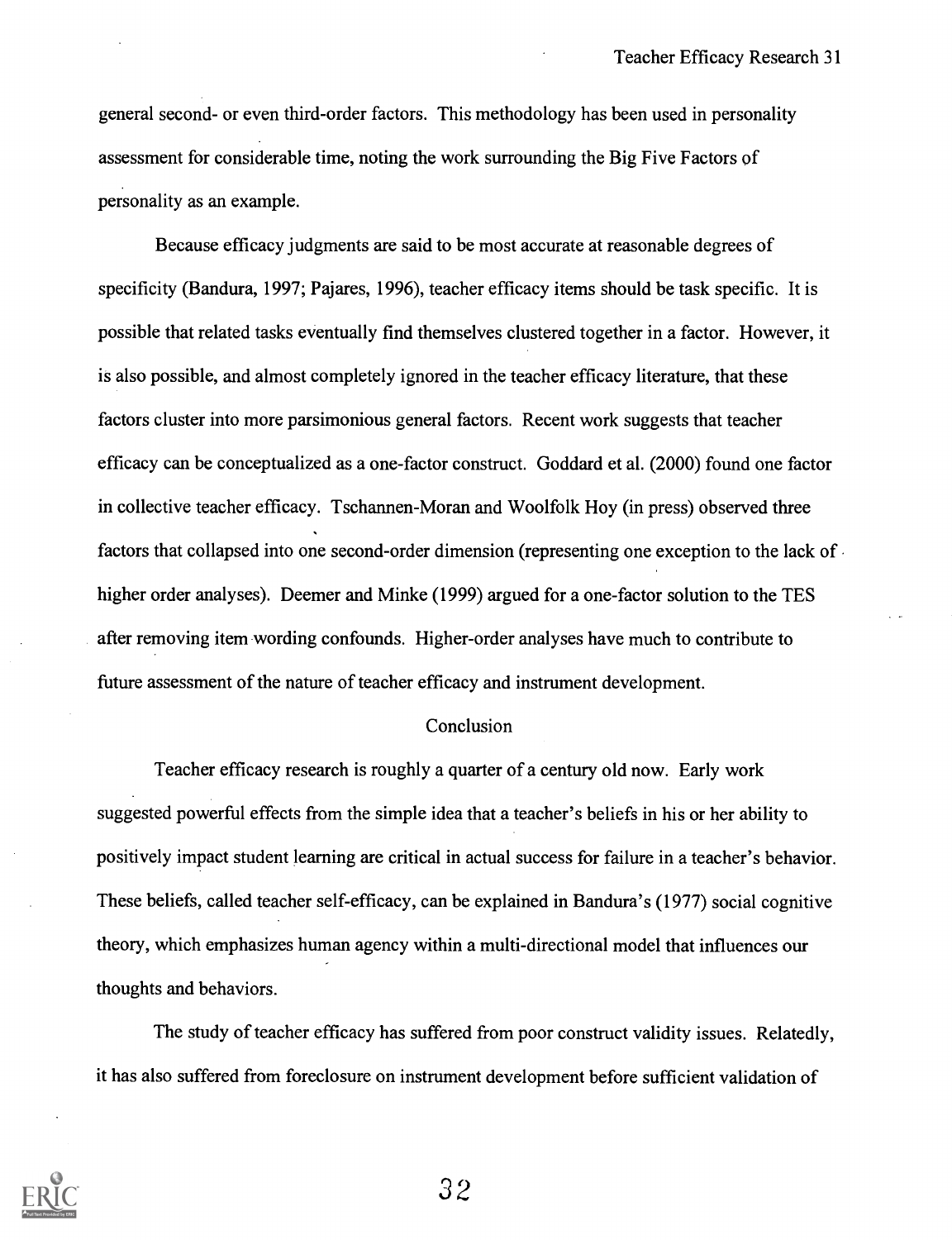general second- or even third-order factors. This methodology has been used in personality assessment for considerable time, noting the work surrounding the Big Five Factors of personality as an example.

Because efficacy judgments are said to be most accurate at reasonable degrees of specificity (Bandura, 1997; Pajares, 1996), teacher efficacy items should be task specific. It is possible that related tasks eventually find themselves clustered together in a factor. However, it is also possible, and almost completely ignored in the teacher efficacy literature, that these factors cluster into more parsimonious general factors. Recent work suggests that teacher efficacy can be conceptualized as a one-factor construct. Goddard et al. (2000) found one factor in collective teacher efficacy. Tschannen-Moran and Woolfolk Hoy (in press) observed three factors that collapsed into one second-order dimension (representing one exception to the lack of higher order analyses). Deemer and Minke (1999) argued for a one-factor solution to the TES after removing item wording confounds. Higher-order analyses have much to contribute to future assessment of the nature of teacher efficacy and instrument development.

## Conclusion

Teacher efficacy research is roughly a quarter of a century old now. Early work suggested powerful effects from the simple idea that a teacher's beliefs in his or her ability to positively impact student learning are critical in actual success for failure in a teacher's behavior. These beliefs, called teacher self-efficacy, can be explained in Bandura's (1977) social cognitive theory, which emphasizes human agency within a multi-directional model that influences our thoughts and behaviors.

The study of teacher efficacy has suffered from poor construct validity issues. Relatedly, it has also suffered from foreclosure on instrument development before sufficient validation of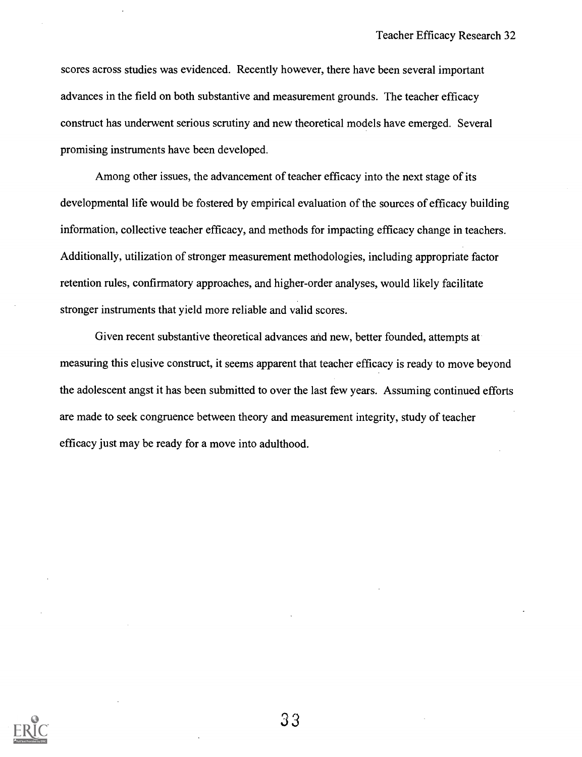scores across studies was evidenced. Recently however, there have been several important advances in the field on both substantive and measurement grounds. The teacher efficacy construct has underwent serious scrutiny and new theoretical models have emerged. Several promising instruments have been developed.

Among other issues, the advancement of teacher efficacy into the next stage of its developmental life would be fostered by empirical evaluation of the sources of efficacy building information, collective teacher efficacy, and methods for impacting efficacy change in teachers. Additionally, utilization of stronger measurement methodologies, including appropriate factor retention rules, confirmatory approaches, and higher-order analyses, would likely facilitate stronger instruments that yield more reliable and valid scores.

Given recent substantive theoretical advances and new, better founded, attempts at measuring this elusive construct, it seems apparent that teacher efficacy is ready to move beyond the adolescent angst it has been submitted to over the last few years. Assuming continued efforts are made to seek congruence between theory and measurement integrity, study of teacher efficacy just may be ready for a move into adulthood.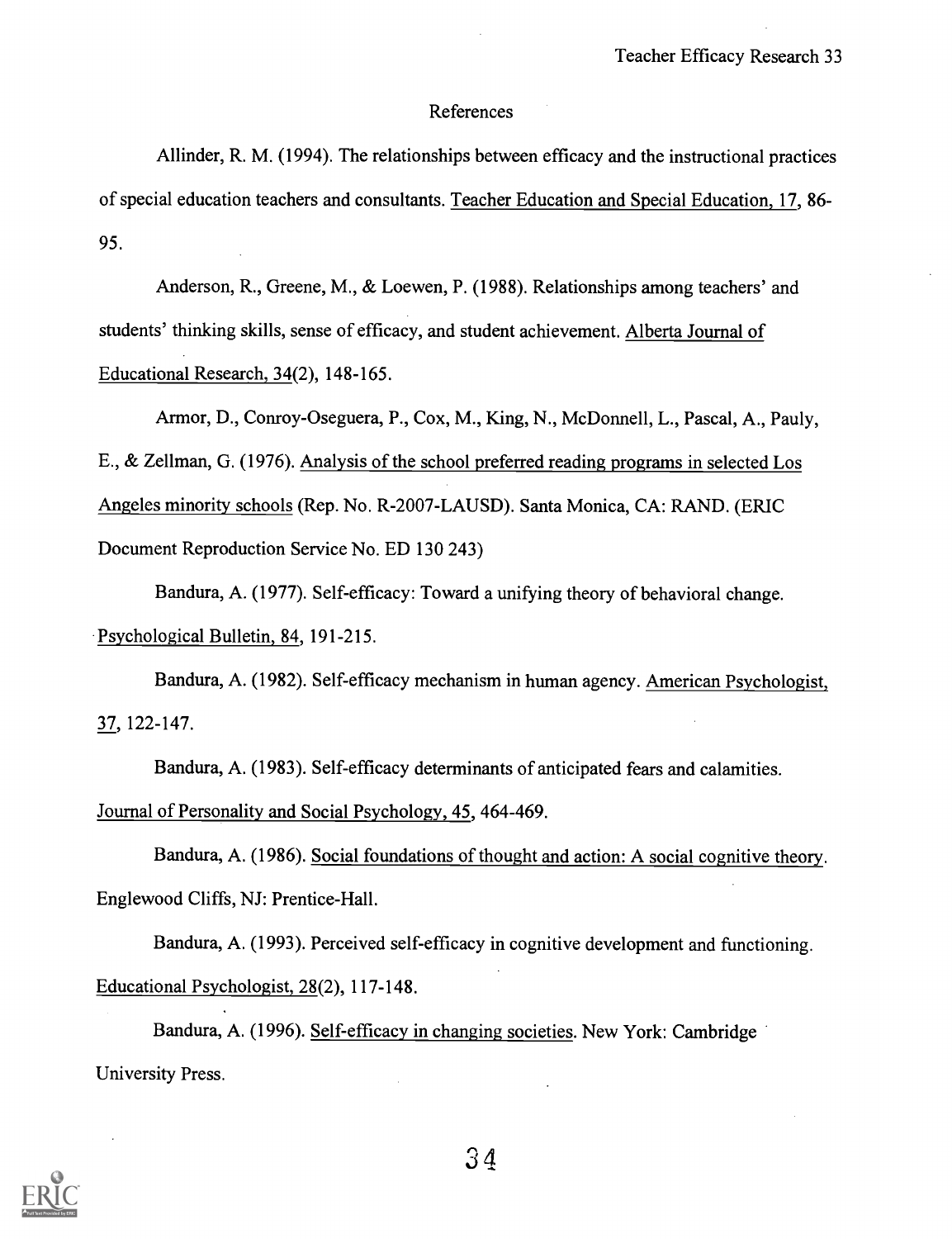## References

Allinder, R. M. (1994). The relationships between efficacy and the instructional practices of special education teachers and consultants. Teacher Education and Special Education, 17, 86-95.

Anderson, R., Greene, M., & Loewen, P. (1988). Relationships among teachers' and students' thinking skills, sense of efficacy, and student achievement. Alberta Journal of Educational Research, 34(2), 148-165.

Armor, D., Conroy-Oseguera, P., Cox, M., King, N., McDonnell, L., Pascal, A., Pauly, E., & Zellman, G. (1976). Analysis of the school preferred reading programs in selected Los Angeles minority schools (Rep. No. R-2007-LAUSD). Santa Monica, CA: RAND. (ERIC Document Reproduction Service No. ED 130 243)

Bandura, A. (1977). Self-efficacy: Toward a unifying theory of behavioral change. Psychological Bulletin, 84, 191-215.

Bandura, A. (1982). Self-efficacy mechanism in human agency. American Psychologist, 37, 122-147.

Bandura, A. (1983). Self-efficacy determinants of anticipated fears and calamities. Journal of Personality and Social Psychology, 45, 464-469.

Bandura, A. (1986). Social foundations of thought and action: A social cognitive theory. Englewood Cliffs, NJ: Prentice-Hall.

Bandura, A. (1993). Perceived self-efficacy in cognitive development and functioning. Educational Psychologist, 28(2), 117-148.

Bandura, A. (1996). Self-efficacy in changing societies. New York: Cambridge University Press.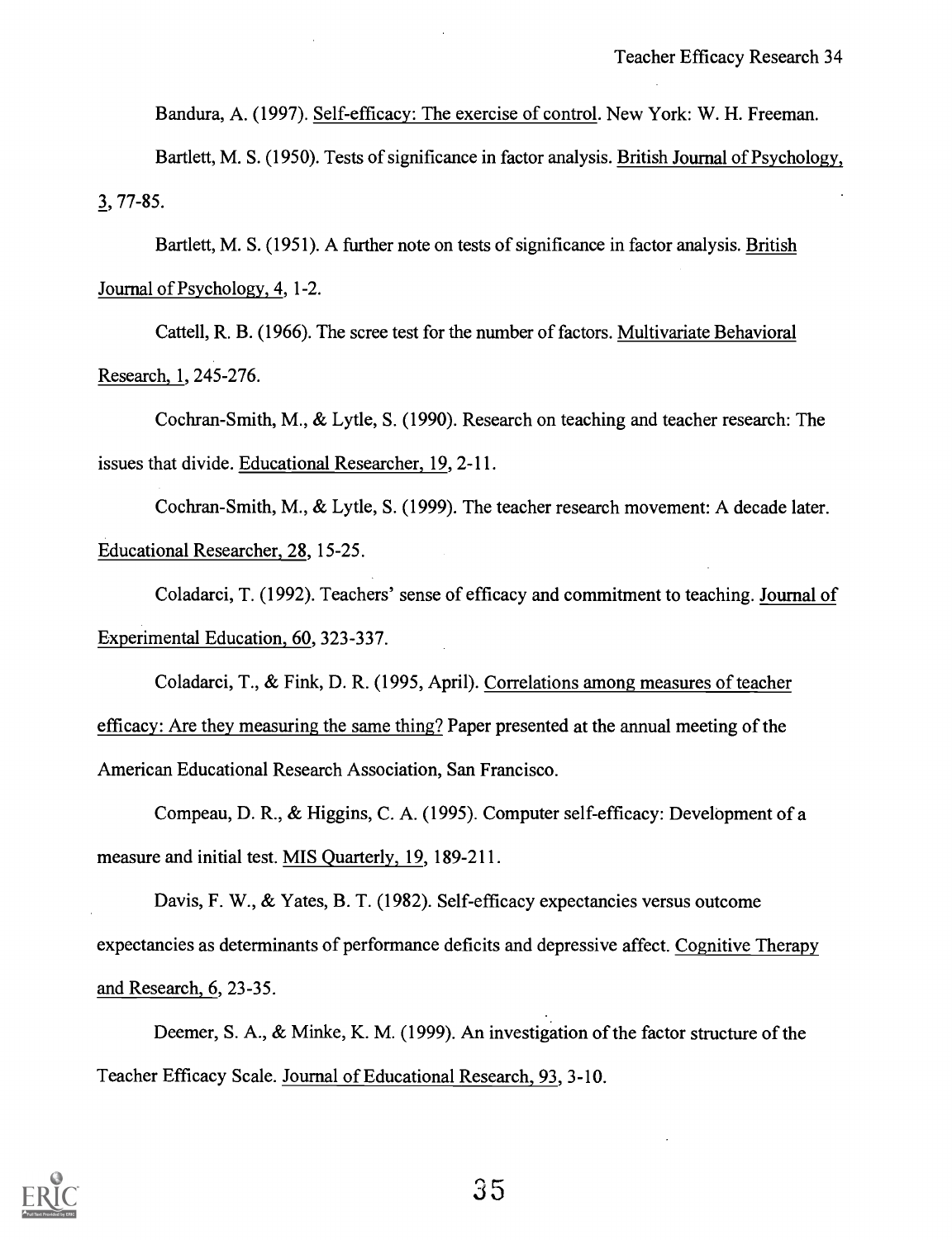Bandura, A. (1997). Self-efficacy: The exercise of control. New York: W. H. Freeman.

Bartlett, M. S. (1950). Tests of significance in factor analysis. British Journal of Psychology, 3, 77-85.

Bartlett, M. S. (1951). A further note on tests of significance in factor analysis. British Journal of Psychology, 4, 1-2.

Cattell, R. B. (1966). The scree test for the number of factors. Multivariate Behavioral Research, 1, 245-276.

Cochran-Smith, M., & Lytle, S. (1990). Research on teaching and teacher research: The issues that divide. Educational Researcher, 19, 2-11.

Cochran-Smith, M., & Lytle, S. (1999). The teacher research movement: A decade later. Educational Researcher, 28, 15-25.

Coladarci, T. (1992). Teachers' sense of efficacy and commitment to teaching. Journal of Experimental Education, 60, 323-337.

Coladarci, T., & Fink, D. R. (1995, April). Correlations among measures of teacher efficacy: Are they measuring the same thing? Paper presented at the annual meeting of the American Educational Research Association, San Francisco.

Compeau, D. R., & Higgins, C. A. (1995). Computer self-efficacy: Development of a measure and initial test. MIS Quarterly, 19, 189-211.

Davis, F. W., & Yates, B. T. (1982). Self-efficacy expectancies versus outcome expectancies as determinants of performance deficits and depressive affect. Cognitive Therapy and Research, 6, 23-35.

Deemer, S. A., & Minke, K. M. (1999). An investigation of the factor structure of the Teacher Efficacy Scale. Journal of Educational Research, 93, 3-10.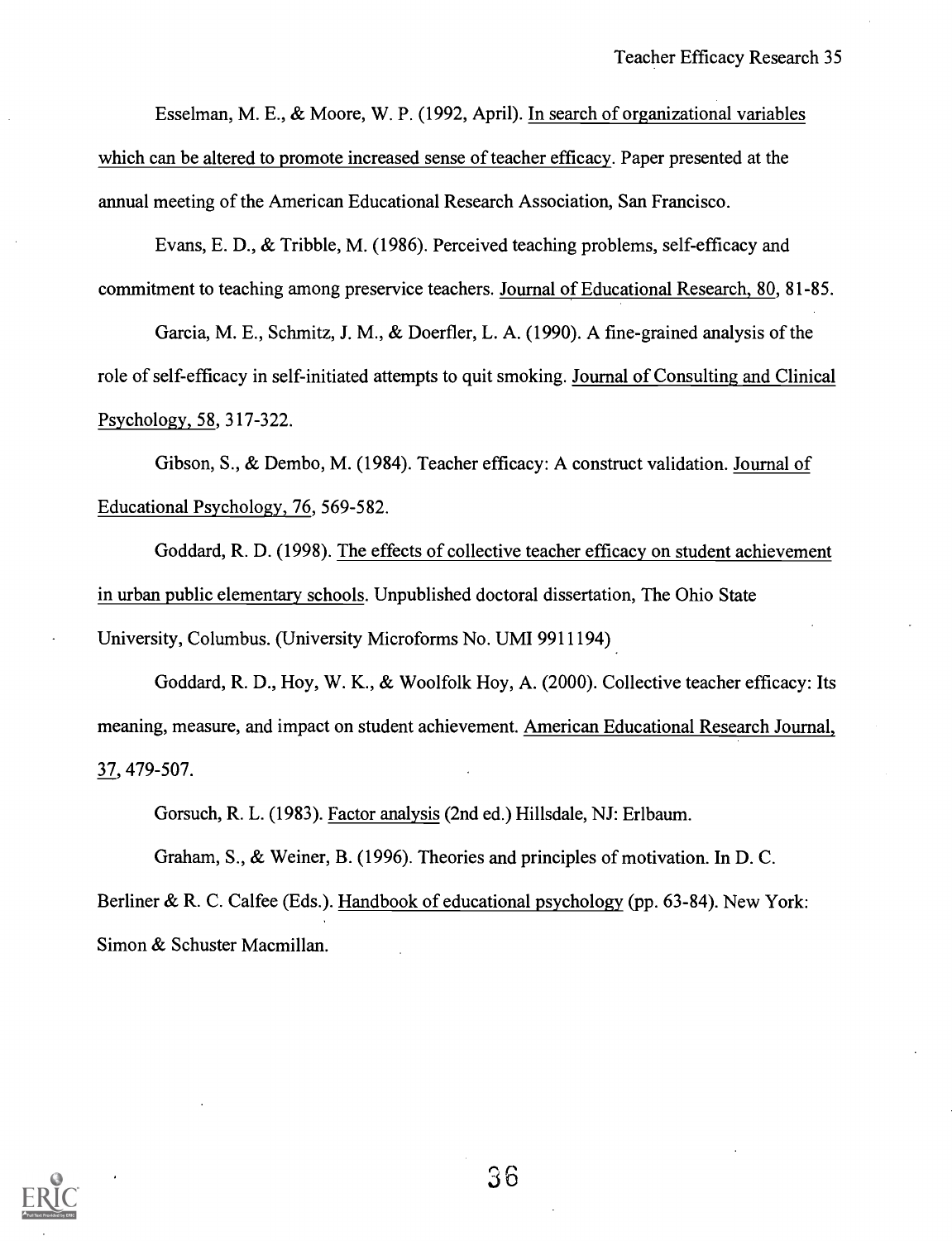Esselman, M. E., & Moore, W. P. (1992, April). In search of organizational variables which can be altered to promote increased sense of teacher efficacy. Paper presented at the annual meeting of the American Educational Research Association, San Francisco.

Evans, E. D., & Tribble, M. (1986). Perceived teaching problems, self-efficacy and commitment to teaching among preservice teachers. Journal of Educational Research, 80, 81-85.

Garcia, M. E., Schmitz, J. M., & Doerfler, L. A. (1990). A fine-grained analysis of the role of self-efficacy in self-initiated attempts to quit smoking. Journal of Consulting and Clinical Psychology, 58, 317-322.

Gibson, S., & Dembo, M. (1984). Teacher efficacy: A construct validation. Journal of Educational Psychology, 76, 569-582.

Goddard, R. D. (1998). The effects of collective teacher efficacy on student achievement in urban public elementary schools. Unpublished doctoral dissertation, The Ohio State University, Columbus. (University Microforms No. UMI 9911194)

Goddard, R. D., Hoy, W. K., & Woolfolk Hoy, A. (2000). Collective teacher efficacy: Its meaning, measure, and impact on student achievement. American Educational Research Journal, 37, 479-507.

Gorsuch, R. L. (1983). Factor analysis (2nd ed.) Hillsdale, NJ: Erlbaum.

Graham, S., & Weiner, B. (1996). Theories and principles of motivation. In D. C. Berliner & R. C. Calfee (Eds.). Handbook of educational psychology (pp. 63-84). New York: Simon & Schuster Macmillan.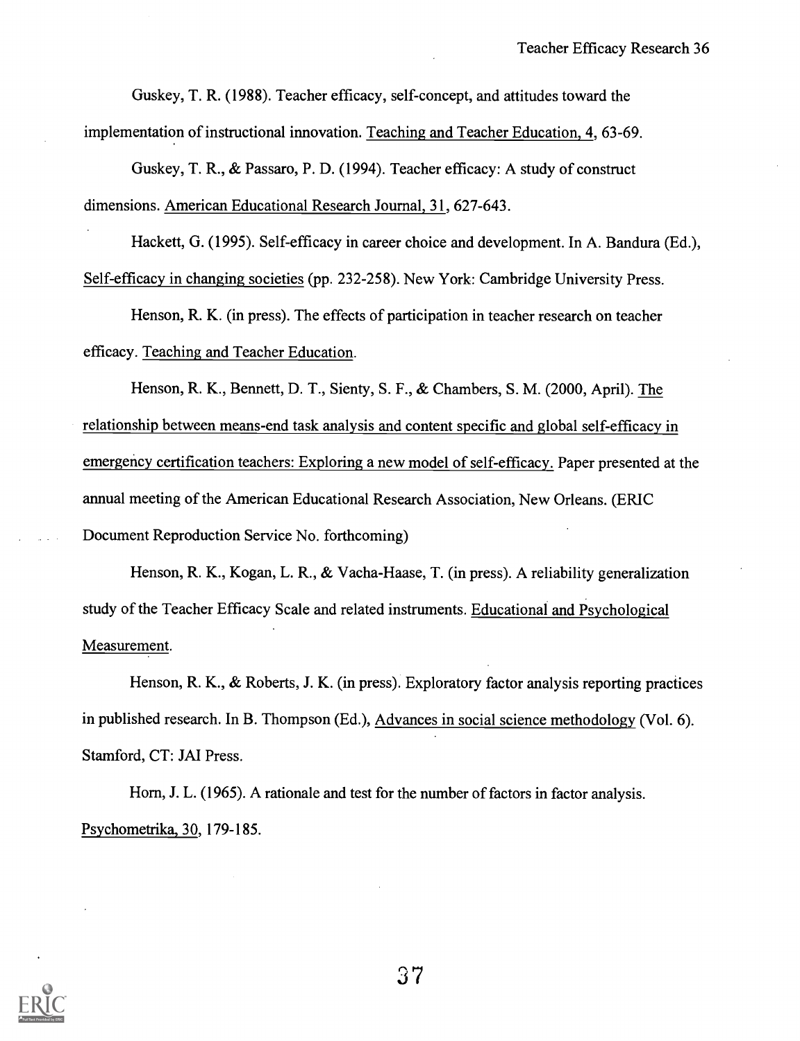Guskey, T. R. (1988). Teacher efficacy, self-concept, and attitudes toward the implementation of instructional innovation. Teaching and Teacher Education, 4, 63-69.

Guskey, T. R., & Passaro, P. D. (1994). Teacher efficacy: A study of construct dimensions. American Educational Research Journal, 31, 627-643.

Hackett, G. (1995). Self-efficacy in career choice and development. In A. Bandura (Ed.), Self-efficacy in changing societies (pp. 232-258). New York: Cambridge University Press.

Henson, R. K. (in press). The effects of participation in teacher research on teacher efficacy. Teaching and Teacher Education.

Henson, R. K., Bennett, D. T., Sienty, S. F., & Chambers, S. M. (2000, April). The relationship between means-end task analysis and content specific and global self-efficacy in emergency certification teachers: Exploring a new model of self-efficacy. Paper presented at the annual meeting of the American Educational Research Association, New Orleans. (ERIC Document Reproduction Service No. forthcoming)

Henson, R. K., Kogan, L. R., & Vacha-Haase, T. (in press). A reliability generalization study of the Teacher Efficacy Scale and related instruments. Educational and Psychological Measurement.

Henson, R. K., & Roberts, J. K. (in press). Exploratory factor analysis reporting practices in published research. In B. Thompson (Ed.), Advances in social science methodology (Vol. 6). Stamford, CT: JAI Press.

Horn, J. L. (1965). A rationale and test for the number of factors in factor analysis. Psychometrika, 30, 179-185.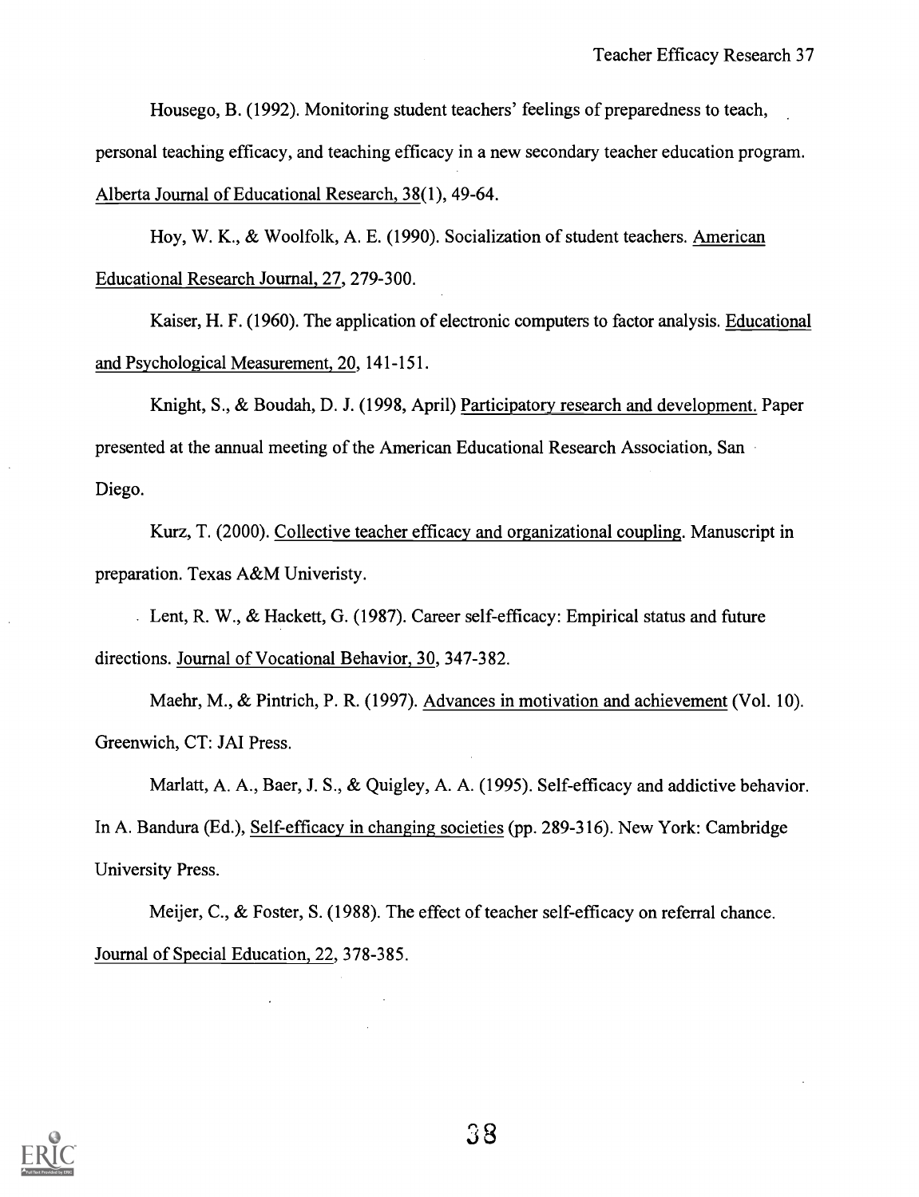Housego, B. (1992). Monitoring student teachers' feelings of preparedness to teach, personal teaching efficacy, and teaching efficacy in a new secondary teacher education program. Alberta Journal of Educational Research, 38(1), 49-64.

Hoy, W. K., & Woolfolk, A. E. (1990). Socialization of student teachers. American Educational Research Journal, 27, 279-300.

Kaiser, H. F. (1960). The application of electronic computers to factor analysis. Educational and Psychological Measurement, 20, 141-151.

Knight, S., & Boudah, D. J. (1998, April) Participatory research and development. Paper presented at the annual meeting of the American Educational Research Association, San Diego.

Kurz, T. (2000). Collective teacher efficacy and organizational coupling. Manuscript in preparation. Texas A&M Univeristy.

Lent, R. W., & Hackett, G. (1987). Career self-efficacy: Empirical status and future directions. Journal of Vocational Behavior, 30, 347-382.

Maehr, M., & Pintrich, P. R. (1997). Advances in motivation and achievement (Vol. 10). Greenwich, CT: JAI Press.

Marlatt, A. A., Baer, J. S., & Quigley, A. A. (1995). Self-efficacy and addictive behavior. In A. Bandura (Ed.), Self-efficacy in changing societies (pp. 289-316). New York: Cambridge University Press.

Meijer, C., & Foster, S. (1988). The effect of teacher self-efficacy on referral chance. Journal of Special Education, 22, 378-385.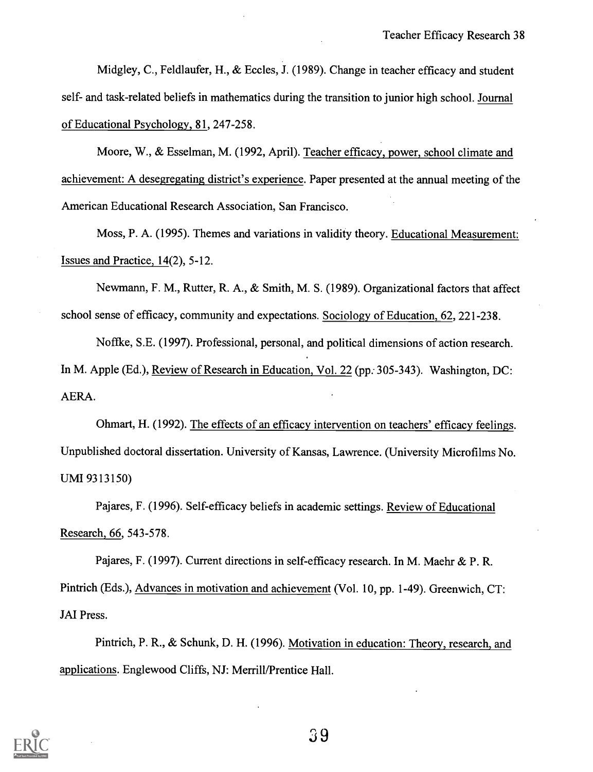Midgley, C., Feldlaufer, H., & Eccles, J. (1989). Change in teacher efficacy and student self- and task-related beliefs in mathematics during the transition to junior high school. Journal of Educational Psychology, 81, 247-258.

Moore, W., & Esselman, M. (1992, April). Teacher efficacy, power, school climate and achievement: A desegregating district's experience. Paper presented at the annual meeting of the American Educational Research Association, San Francisco.

Moss, P. A. (1995). Themes and variations in validity theory. Educational Measurement: Issues and Practice, 14(2), 5-12.

Newmann, F. M., Rutter, R. A., & Smith, M. S. (1989). Organizational factors that affect school sense of efficacy, community and expectations. Sociology of Education, 62, 221-238.

Noffke, S.E. (1997). Professional, personal, and political dimensions of action research. In M. Apple (Ed.), Review of Research in Education, Vol. 22 (pp. 305-343). Washington, DC: AERA.

Ohmart, H. (1992). The effects of an efficacy intervention on teachers' efficacy feelings. Unpublished doctoral dissertation. University of Kansas, Lawrence. (University Microfilms No. UMI 9313150)

Pajares, F. (1996). Self-efficacy beliefs in academic settings. Review of Educational Research, 66, 543-578.

Pajares, F. (1997). Current directions in self-efficacy research. In M. Maehr & P. R. Pintrich (Eds.), Advances in motivation and achievement (Vol. 10, pp. 1-49). Greenwich, CT: JAI Press.

Pintrich, P. R., & Schunk, D. H. (1996). Motivation in education: Theory, research, and applications. Englewood Cliffs, NJ: Merrill/Prentice Hall.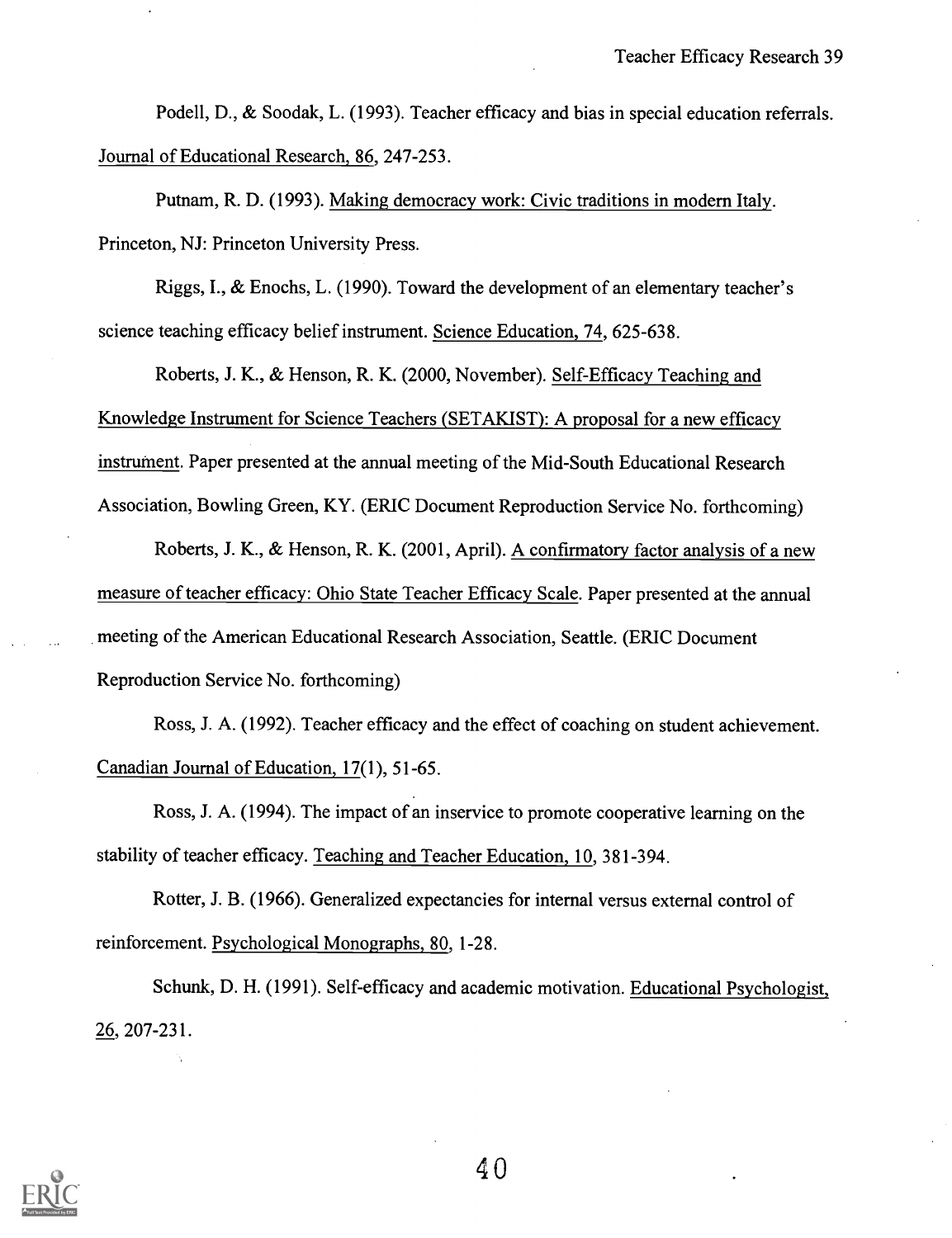Podell, D., & Soodak, L. (1993). Teacher efficacy and bias in special education referrals. Journal of Educational Research, 86, 247-253.

Putnam, R. D. (1993). Making democracy work: Civic traditions in modern Italy. Princeton, NJ: Princeton University Press.

Riggs, I., & Enochs, L. (1990). Toward the development of an elementary teacher's science teaching efficacy belief instrument. Science Education, 74, 625-638.

Roberts, J. K., & Henson, R. K. (2000, November). Self-Efficacy Teaching and Knowledge Instrument for Science Teachers (SETAKIST): A proposal for a new efficacy instrument. Paper presented at the annual meeting of the Mid-South Educational Research Association, Bowling Green, KY. (ERIC Document Reproduction Service No. forthcoming)

Roberts, J. K., & Henson, R. K. (2001, April). A confirmatory factor analysis of a new measure of teacher efficacy: Ohio State Teacher Efficacy Scale. Paper presented at the annual meeting of the American Educational Research Association, Seattle. (ERIC Document Reproduction Service No. forthcoming)

Ross, J. A. (1992). Teacher efficacy and the effect of coaching on student achievement. Canadian Journal of Education, 17(1), 51-65.

Ross, J. A. (1994). The impact of an inservice to promote cooperative learning on the stability of teacher efficacy. Teaching and Teacher Education, 10, 381-394.

Rotter, J. B. (1966). Generalized expectancies for internal versus external control of reinforcement. Psychological Monographs, 80, 1-28.

Schunk, D. H. (1991). Self-efficacy and academic motivation. Educational Psychologist, 26, 207-231.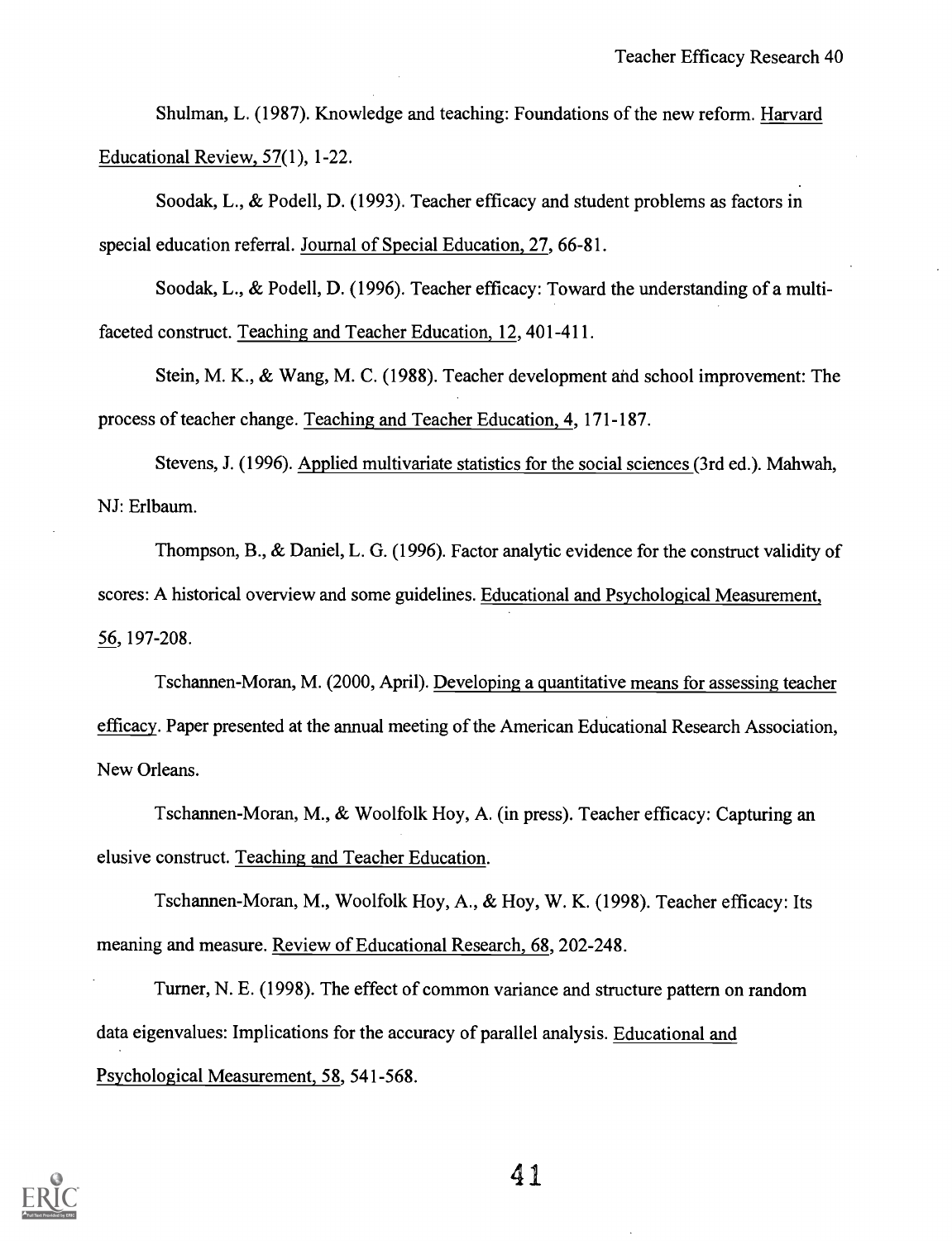Shulman, L. (1987). Knowledge and teaching: Foundations of the new reform. Harvard Educational Review, 57(1), 1-22.

Soodak, L., & Podell, D. (1993). Teacher efficacy and student problems as factors in special education referral. Journal of Special Education, 27, 66-81.

Soodak, L., & Podell, D. (1996). Teacher efficacy: Toward the understanding of a multi-faceted construct. Teaching and Teacher Education, 12, 401-411.

Stein, M. K., & Wang, M. C. (1988). Teacher development and school improvement: The process of teacher change. Teaching and Teacher Education, 4, 171-187.

Stevens, J. (1996). Applied multivariate statistics for the social sciences (3rd ed.). Mahwah, NJ: Erlbaum.

Thompson, B., & Daniel, L. G. (1996). Factor analytic evidence for the construct validity of scores: A historical overview and some guidelines. Educational and Psychological Measurement, 56, 197-208.

Tschannen-Moran, M. (2000, April). Developing a quantitative means for assessing teacher efficacy. Paper presented at the annual meeting of the American Educational Research Association, New Orleans.

Tschannen-Moran, M., & Woolfolk Hoy, A. (in press). Teacher efficacy: Capturing an elusive construct. Teaching and Teacher Education.

Tschannen-Moran, M., Woolfolk Hoy, A., & Hoy, W. K. (1998). Teacher efficacy: Its meaning and measure. Review of Educational Research, 68, 202-248.

Turner, N. E. (1998). The effect of common variance and structure pattern on random data eigenvalues: Implications for the accuracy of parallel analysis. Educational and Psychological Measurement, 58, 541-568.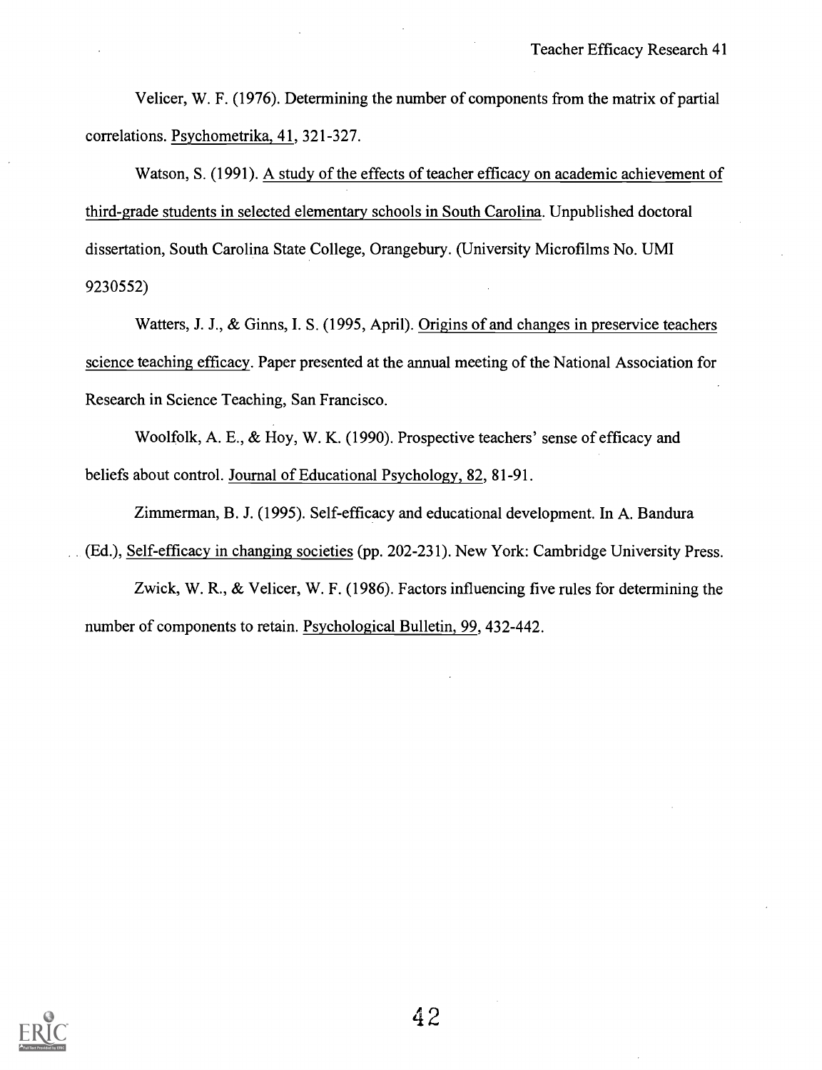Velicer, W. F. (1976). Determining the number of components from the matrix of partial correlations. Psychometrika, 41, 321-327.

Watson, S. (1991). A study of the effects of teacher efficacy on academic achievement of third-grade students in selected elementary schools in South Carolina. Unpublished doctoral dissertation, South Carolina State College, Orangebury. (University Microfilms No. UMI 9230552)

Watters, J. J., & Ginns, I. S. (1995, April). Origins of and changes in preservice teachers science teaching efficacy. Paper presented at the annual meeting of the National Association for Research in Science Teaching, San Francisco.

Woolfolk, A. E., & Hoy, W. K. (1990). Prospective teachers' sense of efficacy and beliefs about control. Journal of Educational Psychology, 82, 81-91.

Zimmerman, B. J. (1995). Self-efficacy and educational development. In A. Bandura (Ed.), Self-efficacy in changing societies (pp. 202-231). New York: Cambridge University Press.

Zwick, W. R., & Velicer, W. F. (1986). Factors influencing five rules for determining the number of components to retain. Psychological Bulletin, 99, 432-442.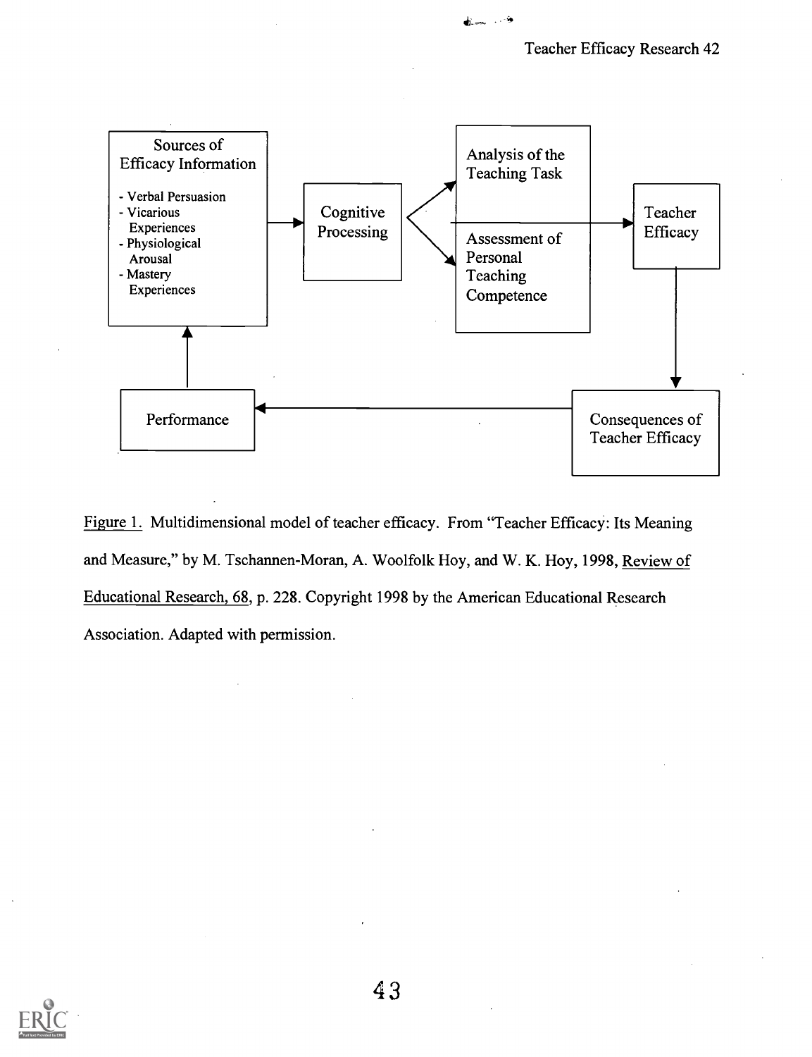Sources of Efficacy Information

- Verbal Persuasion
- Vicarious Experiences
- Physiological Arousal
- Mastery Experiences

Cognitive Processing

Analysis of the Teaching Task

Assessment of Personal Teaching Competence

Teacher Efficacy

Consequences of Teacher Efficacy

Performance

Figure 1. Multidimensional model of teacher efficacy. From "Teacher Efficacy: Its Meaning and Measure," by M. Tschannen-Moran, A. Woolfolk Hoy, and W. K. Hoy, 1998, Review of Educational Research, 68, p. 228. Copyright 1998 by the American Educational Research Association. Adapted with permission.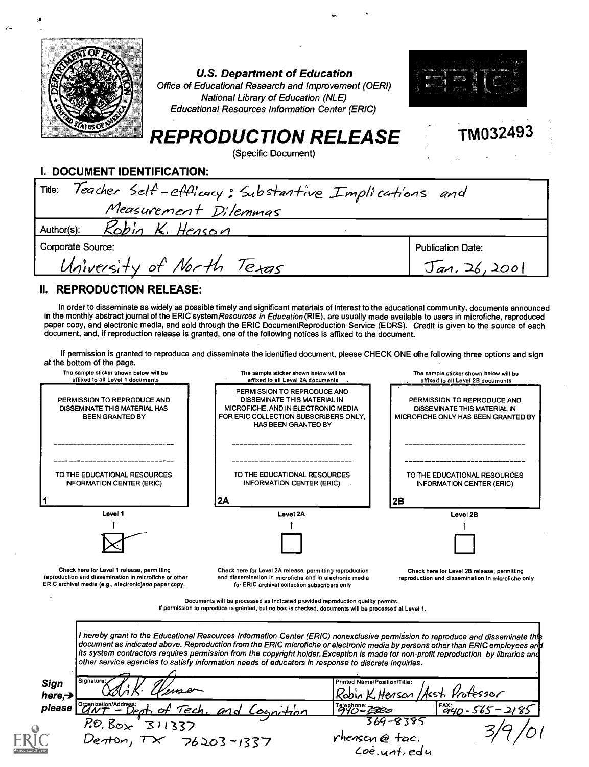**U.S. Department of Education**
*Office of Educational Research and Improvement (OERI)*
*National Library of Education (NLE)*
*Educational Resources Information Center (ERIC)*

# REPRODUCTION RELEASE

(Specific Document)

TM032493

## I. DOCUMENT IDENTIFICATION:

| | |
|---|---|
| Title: Teacher Self-efficacy: Substantive Implications and Measurement Dilemmas | |
| Author(s): Robin K. Henson | |
| Corporate Source: University of North Texas | Publication Date: Jan. 26, 2001 |

## II. REPRODUCTION RELEASE:

In order to disseminate as widely as possible timely and significant materials of interest to the educational community, documents announced in the monthly abstract journal of the ERIC system *Resources in Education* (RIE), are usually made available to users in microfiche, reproduced paper copy, and electronic media, and sold through the ERIC Document Reproduction Service (EDRS). Credit is given to the source of each document, and, if reproduction release is granted, one of the following notices is affixed to the document.

If permission is granted to reproduce and disseminate the identified document, please CHECK ONE of the following three options and sign at the bottom of the page.

| The sample sticker shown below will be affixed to all Level 1 documents | The sample sticker shown below will be affixed to all Level 2A documents | The sample sticker shown below will be affixed to all Level 2B documents |
|---|---|---|
| PERMISSION TO REPRODUCE AND DISSEMINATE THIS MATERIAL HAS BEEN GRANTED BY ______ TO THE EDUCATIONAL RESOURCES INFORMATION CENTER (ERIC) | PERMISSION TO REPRODUCE AND DISSEMINATE THIS MATERIAL IN MICROFICHE, AND IN ELECTRONIC MEDIA FOR ERIC COLLECTION SUBSCRIBERS ONLY, HAS BEEN GRANTED BY ______ TO THE EDUCATIONAL RESOURCES INFORMATION CENTER (ERIC) | PERMISSION TO REPRODUCE AND DISSEMINATE THIS MATERIAL IN MICROFICHE ONLY HAS BEEN GRANTED BY ______ TO THE EDUCATIONAL RESOURCES INFORMATION CENTER (ERIC) |
| 1 | 2A | 2B |
| Level 1 | Level 2A | Level 2B |
| [X] | [ ] | [ ] |
| Check here for Level 1 release, permitting reproduction and dissemination in microfiche or other ERIC archival media (e.g., electronic) and paper copy. | Check here for Level 2A release, permitting reproduction and dissemination in microfiche and in electronic media for ERIC archival collection subscribers only | Check here for Level 2B release, permitting reproduction and dissemination in microfiche only |

Documents will be processed as indicated provided reproduction quality permits.
If permission to reproduce is granted, but no box is checked, documents will be processed at Level 1.

*I hereby grant to the Educational Resources Information Center (ERIC) nonexclusive permission to reproduce and disseminate this document as indicated above. Reproduction from the ERIC microfiche or electronic media by persons other than ERIC employees and its system contractors requires permission from the copyright holder. Exception is made for non-profit reproduction by libraries and other service agencies to satisfy information needs of educators in response to discrete inquiries.*

**Sign here, please**

| | |
|---|---|
| Signature: Robin K. Henson | Printed Name/Position/Title: Robin K. Henson / Asst. Professor |
| Organization/Address: UNT - Dept. of Tech. and Cognition, P.O. Box 311337, Denton, TX 76203-1337 | Telephone: 940-369-8385 FAX: 940-565-2185 |
| | E-Mail Address: rhenson@tac.coe.unt.edu Date: 3/9/01 |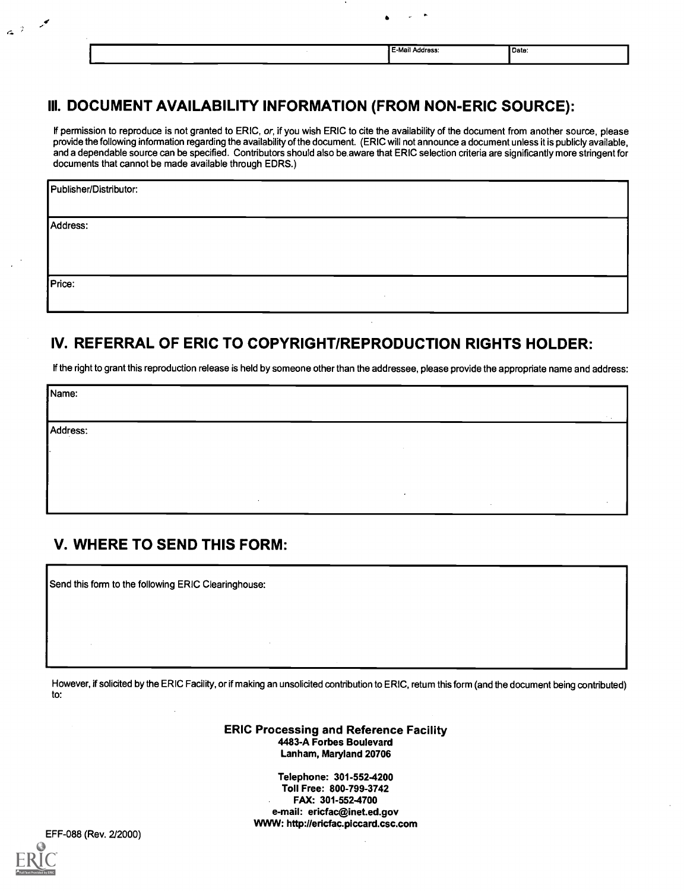| | E-Mail Address: | Date: |
| --- | --- | --- |

## III. DOCUMENT AVAILABILITY INFORMATION (FROM NON-ERIC SOURCE):

If permission to reproduce is not granted to ERIC, *or*, if you wish ERIC to cite the availability of the document from another source, please provide the following information regarding the availability of the document. (ERIC will not announce a document unless it is publicly available, and a dependable source can be specified. Contributors should also be aware that ERIC selection criteria are significantly more stringent for documents that cannot be made available through EDRS.)

| |
| --- |
| Publisher/Distributor: |
| Address: |
| Price: |

## IV. REFERRAL OF ERIC TO COPYRIGHT/REPRODUCTION RIGHTS HOLDER:

If the right to grant this reproduction release is held by someone other than the addressee, please provide the appropriate name and address:

| |
| --- |
| Name: |
| Address: |

## V. WHERE TO SEND THIS FORM:

| |
| --- |
| Send this form to the following ERIC Clearinghouse: |

However, if solicited by the ERIC Facility, or if making an unsolicited contribution to ERIC, return this form (and the document being contributed) to:

**ERIC Processing and Reference Facility**
**4483-A Forbes Boulevard**
**Lanham, Maryland 20706**

**Telephone: 301-552-4200**
**Toll Free: 800-799-3742**
**FAX: 301-552-4700**
**e-mail: ericfac@inet.ed.gov**
**WWW: http://ericfac.piccard.csc.com**

EFF-088 (Rev. 2/2000)